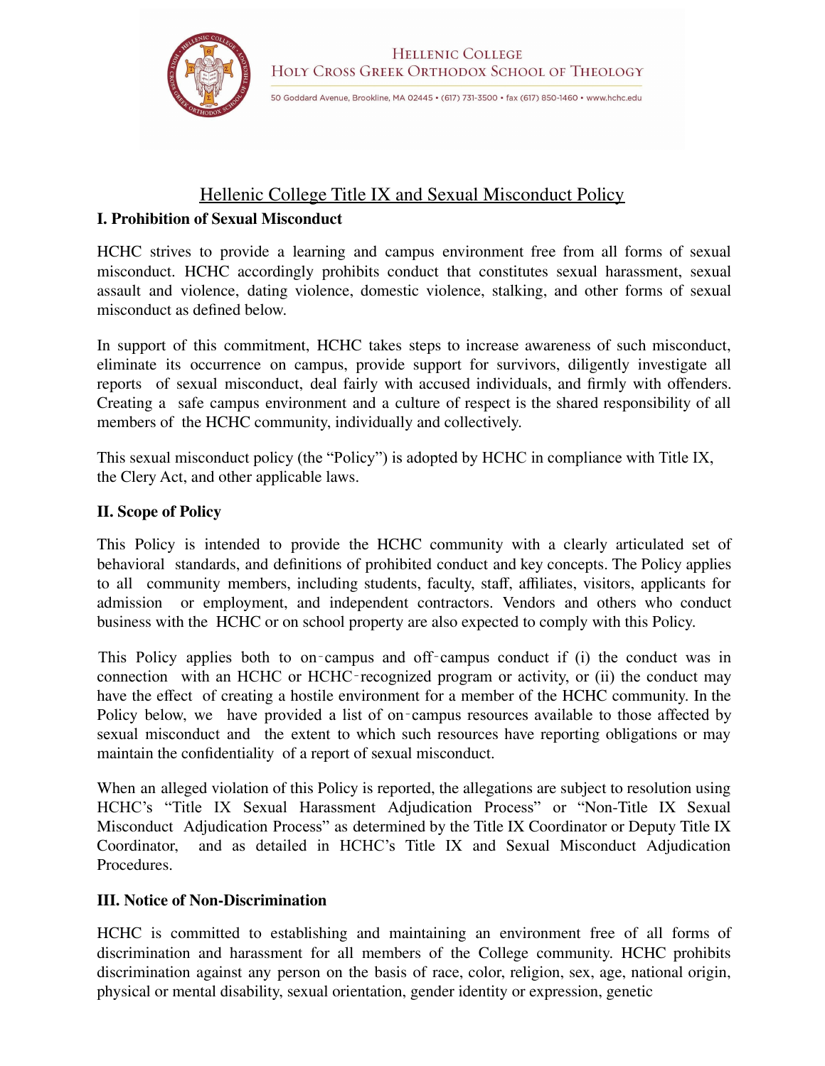Hellenic College
Holy Cross Greek Orthodox School of Theology

50 Goddard Avenue, Brookline, MA 02445 • (617) 731-3500 • fax (617) 850-1460 • www.hchc.edu

# Hellenic College Title IX and Sexual Misconduct Policy

## I. Prohibition of Sexual Misconduct

HCHC strives to provide a learning and campus environment free from all forms of sexual misconduct. HCHC accordingly prohibits conduct that constitutes sexual harassment, sexual assault and violence, dating violence, domestic violence, stalking, and other forms of sexual misconduct as defined below.

In support of this commitment, HCHC takes steps to increase awareness of such misconduct, eliminate its occurrence on campus, provide support for survivors, diligently investigate all reports of sexual misconduct, deal fairly with accused individuals, and firmly with offenders. Creating a safe campus environment and a culture of respect is the shared responsibility of all members of the HCHC community, individually and collectively.

This sexual misconduct policy (the "Policy") is adopted by HCHC in compliance with Title IX, the Clery Act, and other applicable laws.

## II. Scope of Policy

This Policy is intended to provide the HCHC community with a clearly articulated set of behavioral standards, and definitions of prohibited conduct and key concepts. The Policy applies to all community members, including students, faculty, staff, affiliates, visitors, applicants for admission or employment, and independent contractors. Vendors and others who conduct business with the HCHC or on school property are also expected to comply with this Policy.

This Policy applies both to on-campus and off-campus conduct if (i) the conduct was in connection with an HCHC or HCHC-recognized program or activity, or (ii) the conduct may have the effect of creating a hostile environment for a member of the HCHC community. In the Policy below, we have provided a list of on-campus resources available to those affected by sexual misconduct and the extent to which such resources have reporting obligations or may maintain the confidentiality of a report of sexual misconduct.

When an alleged violation of this Policy is reported, the allegations are subject to resolution using HCHC's "Title IX Sexual Harassment Adjudication Process" or "Non-Title IX Sexual Misconduct Adjudication Process" as determined by the Title IX Coordinator or Deputy Title IX Coordinator, and as detailed in HCHC's Title IX and Sexual Misconduct Adjudication Procedures.

## III. Notice of Non-Discrimination

HCHC is committed to establishing and maintaining an environment free of all forms of discrimination and harassment for all members of the College community. HCHC prohibits discrimination against any person on the basis of race, color, religion, sex, age, national origin, physical or mental disability, sexual orientation, gender identity or expression, genetic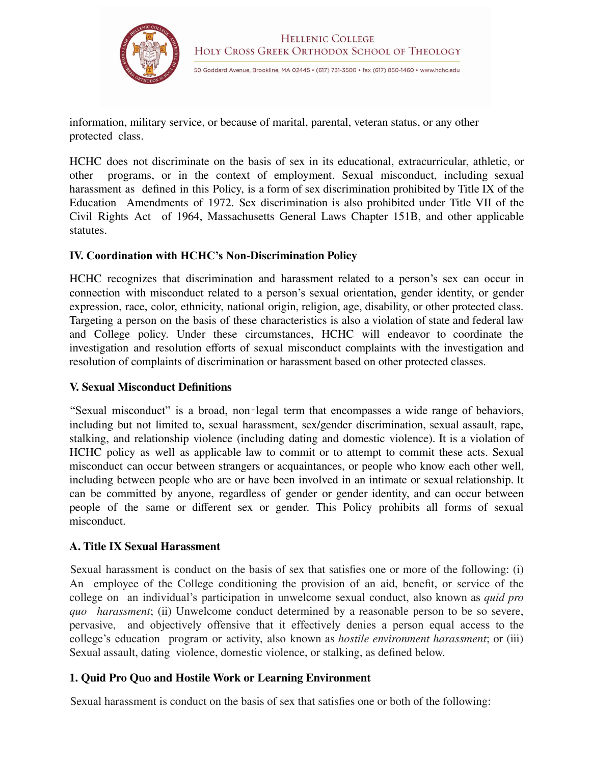information, military service, or because of marital, parental, veteran status, or any other protected class.

HCHC does not discriminate on the basis of sex in its educational, extracurricular, athletic, or other programs, or in the context of employment. Sexual misconduct, including sexual harassment as defined in this Policy, is a form of sex discrimination prohibited by Title IX of the Education Amendments of 1972. Sex discrimination is also prohibited under Title VII of the Civil Rights Act of 1964, Massachusetts General Laws Chapter 151B, and other applicable statutes.

### IV. Coordination with HCHC's Non-Discrimination Policy

HCHC recognizes that discrimination and harassment related to a person's sex can occur in connection with misconduct related to a person's sexual orientation, gender identity, or gender expression, race, color, ethnicity, national origin, religion, age, disability, or other protected class. Targeting a person on the basis of these characteristics is also a violation of state and federal law and College policy. Under these circumstances, HCHC will endeavor to coordinate the investigation and resolution efforts of sexual misconduct complaints with the investigation and resolution of complaints of discrimination or harassment based on other protected classes.

### V. Sexual Misconduct Definitions

"Sexual misconduct" is a broad, non-legal term that encompasses a wide range of behaviors, including but not limited to, sexual harassment, sex/gender discrimination, sexual assault, rape, stalking, and relationship violence (including dating and domestic violence). It is a violation of HCHC policy as well as applicable law to commit or to attempt to commit these acts. Sexual misconduct can occur between strangers or acquaintances, or people who know each other well, including between people who are or have been involved in an intimate or sexual relationship. It can be committed by anyone, regardless of gender or gender identity, and can occur between people of the same or different sex or gender. This Policy prohibits all forms of sexual misconduct.

### A. Title IX Sexual Harassment

Sexual harassment is conduct on the basis of sex that satisfies one or more of the following: (i) An employee of the College conditioning the provision of an aid, benefit, or service of the college on an individual's participation in unwelcome sexual conduct, also known as *quid pro quo harassment*; (ii) Unwelcome conduct determined by a reasonable person to be so severe, pervasive, and objectively offensive that it effectively denies a person equal access to the college's education program or activity, also known as *hostile environment harassment*; or (iii) Sexual assault, dating violence, domestic violence, or stalking, as defined below.

### 1. Quid Pro Quo and Hostile Work or Learning Environment

Sexual harassment is conduct on the basis of sex that satisfies one or both of the following: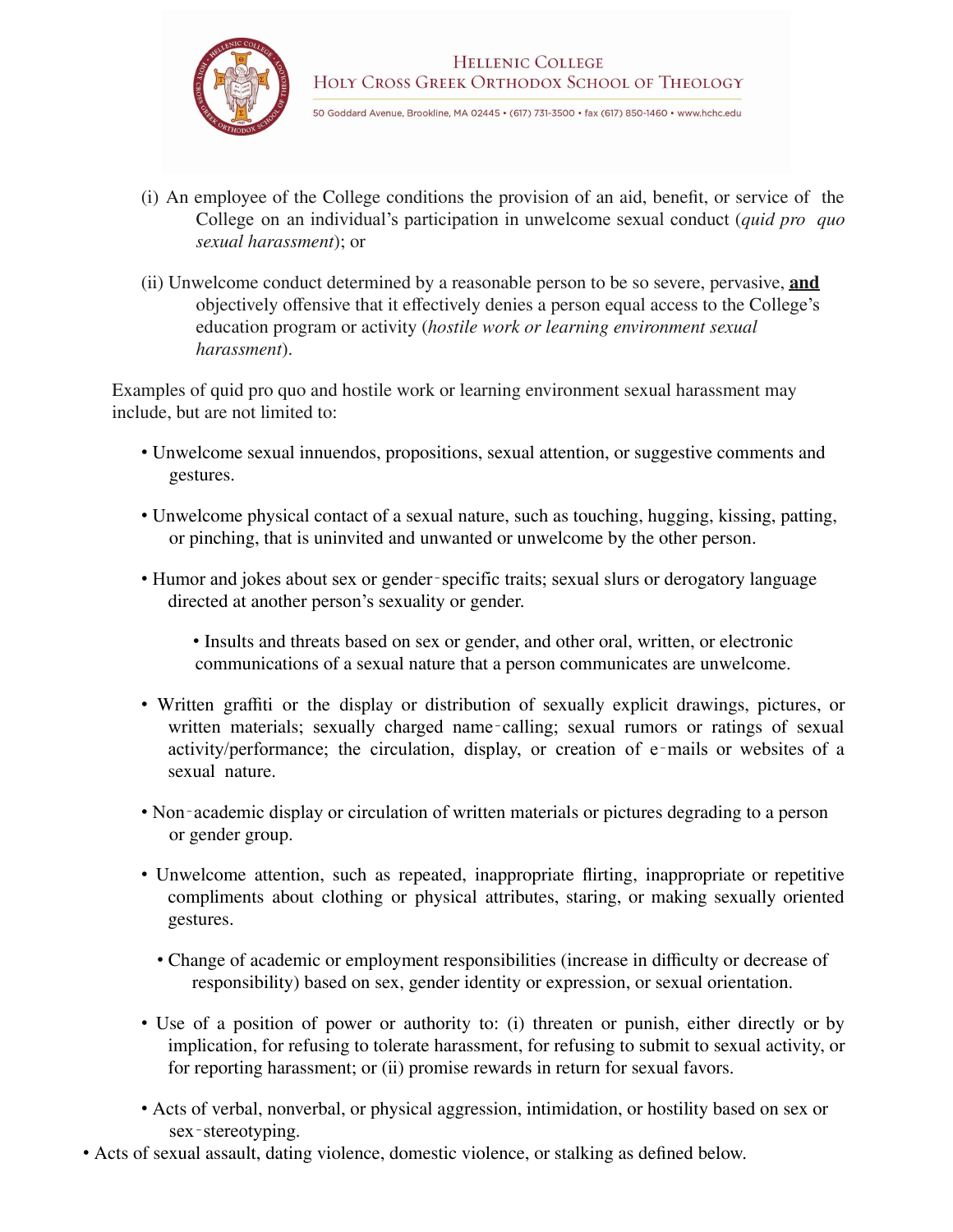(i) An employee of the College conditions the provision of an aid, benefit, or service of the College on an individual's participation in unwelcome sexual conduct (*quid pro quo sexual harassment*); or

(ii) Unwelcome conduct determined by a reasonable person to be so severe, pervasive, **and** objectively offensive that it effectively denies a person equal access to the College's education program or activity (*hostile work or learning environment sexual harassment*).

Examples of quid pro quo and hostile work or learning environment sexual harassment may include, but are not limited to:

- Unwelcome sexual innuendos, propositions, sexual attention, or suggestive comments and gestures.
- Unwelcome physical contact of a sexual nature, such as touching, hugging, kissing, patting, or pinching, that is uninvited and unwanted or unwelcome by the other person.
- Humor and jokes about sex or gender-specific traits; sexual slurs or derogatory language directed at another person's sexuality or gender.
  - Insults and threats based on sex or gender, and other oral, written, or electronic communications of a sexual nature that a person communicates are unwelcome.
- Written graffiti or the display or distribution of sexually explicit drawings, pictures, or written materials; sexually charged name-calling; sexual rumors or ratings of sexual activity/performance; the circulation, display, or creation of e-mails or websites of a sexual nature.
- Non-academic display or circulation of written materials or pictures degrading to a person or gender group.
- Unwelcome attention, such as repeated, inappropriate flirting, inappropriate or repetitive compliments about clothing or physical attributes, staring, or making sexually oriented gestures.
  - Change of academic or employment responsibilities (increase in difficulty or decrease of responsibility) based on sex, gender identity or expression, or sexual orientation.
- Use of a position of power or authority to: (i) threaten or punish, either directly or by implication, for refusing to tolerate harassment, for refusing to submit to sexual activity, or for reporting harassment; or (ii) promise rewards in return for sexual favors.
- Acts of verbal, nonverbal, or physical aggression, intimidation, or hostility based on sex or sex-stereotyping.

- Acts of sexual assault, dating violence, domestic violence, or stalking as defined below.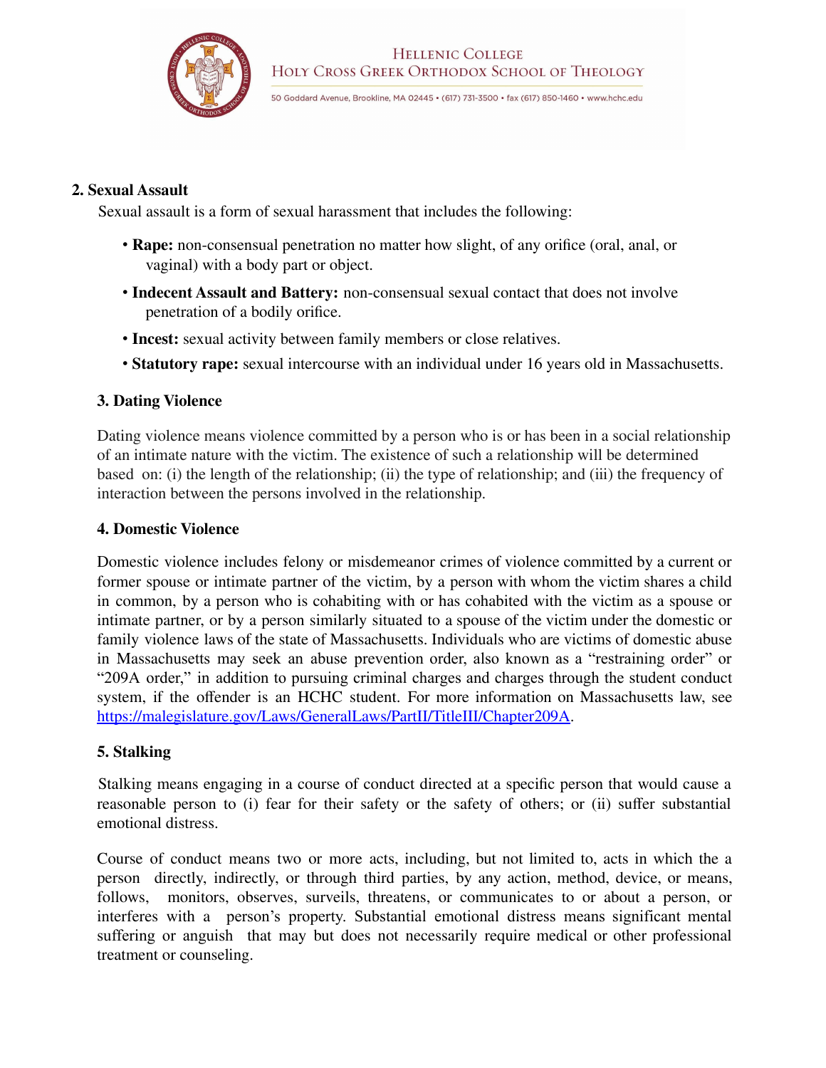## 2. Sexual Assault

Sexual assault is a form of sexual harassment that includes the following:

- **Rape:** non-consensual penetration no matter how slight, of any orifice (oral, anal, or vaginal) with a body part or object.
- **Indecent Assault and Battery:** non-consensual sexual contact that does not involve penetration of a bodily orifice.
- **Incest:** sexual activity between family members or close relatives.
- **Statutory rape:** sexual intercourse with an individual under 16 years old in Massachusetts.

### 3. Dating Violence

Dating violence means violence committed by a person who is or has been in a social relationship of an intimate nature with the victim. The existence of such a relationship will be determined based on: (i) the length of the relationship; (ii) the type of relationship; and (iii) the frequency of interaction between the persons involved in the relationship.

### 4. Domestic Violence

Domestic violence includes felony or misdemeanor crimes of violence committed by a current or former spouse or intimate partner of the victim, by a person with whom the victim shares a child in common, by a person who is cohabiting with or has cohabited with the victim as a spouse or intimate partner, or by a person similarly situated to a spouse of the victim under the domestic or family violence laws of the state of Massachusetts. Individuals who are victims of domestic abuse in Massachusetts may seek an abuse prevention order, also known as a "restraining order" or "209A order," in addition to pursuing criminal charges and charges through the student conduct system, if the offender is an HCHC student. For more information on Massachusetts law, see [https://malegislature.gov/Laws/GeneralLaws/PartII/TitleIII/Chapter209A](https://malegislature.gov/Laws/GeneralLaws/PartII/TitleIII/Chapter209A).

### 5. Stalking

Stalking means engaging in a course of conduct directed at a specific person that would cause a reasonable person to (i) fear for their safety or the safety of others; or (ii) suffer substantial emotional distress.

Course of conduct means two or more acts, including, but not limited to, acts in which the a person directly, indirectly, or through third parties, by any action, method, device, or means, follows, monitors, observes, surveils, threatens, or communicates to or about a person, or interferes with a person's property. Substantial emotional distress means significant mental suffering or anguish that may but does not necessarily require medical or other professional treatment or counseling.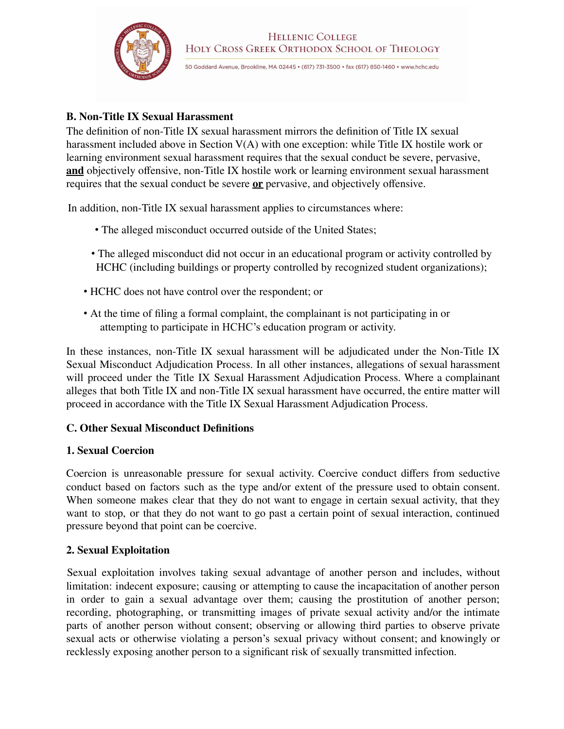### B. Non-Title IX Sexual Harassment

The definition of non-Title IX sexual harassment mirrors the definition of Title IX sexual harassment included above in Section V(A) with one exception: while Title IX hostile work or learning environment sexual harassment requires that the sexual conduct be severe, pervasive, **and** objectively offensive, non-Title IX hostile work or learning environment sexual harassment requires that the sexual conduct be severe **or** pervasive, and objectively offensive.

In addition, non-Title IX sexual harassment applies to circumstances where:

- The alleged misconduct occurred outside of the United States;
- The alleged misconduct did not occur in an educational program or activity controlled by HCHC (including buildings or property controlled by recognized student organizations);
- HCHC does not have control over the respondent; or
- At the time of filing a formal complaint, the complainant is not participating in or attempting to participate in HCHC's education program or activity.

In these instances, non-Title IX sexual harassment will be adjudicated under the Non-Title IX Sexual Misconduct Adjudication Process. In all other instances, allegations of sexual harassment will proceed under the Title IX Sexual Harassment Adjudication Process. Where a complainant alleges that both Title IX and non-Title IX sexual harassment have occurred, the entire matter will proceed in accordance with the Title IX Sexual Harassment Adjudication Process.

### C. Other Sexual Misconduct Definitions

#### 1. Sexual Coercion

Coercion is unreasonable pressure for sexual activity. Coercive conduct differs from seductive conduct based on factors such as the type and/or extent of the pressure used to obtain consent. When someone makes clear that they do not want to engage in certain sexual activity, that they want to stop, or that they do not want to go past a certain point of sexual interaction, continued pressure beyond that point can be coercive.

#### 2. Sexual Exploitation

Sexual exploitation involves taking sexual advantage of another person and includes, without limitation: indecent exposure; causing or attempting to cause the incapacitation of another person in order to gain a sexual advantage over them; causing the prostitution of another person; recording, photographing, or transmitting images of private sexual activity and/or the intimate parts of another person without consent; observing or allowing third parties to observe private sexual acts or otherwise violating a person's sexual privacy without consent; and knowingly or recklessly exposing another person to a significant risk of sexually transmitted infection.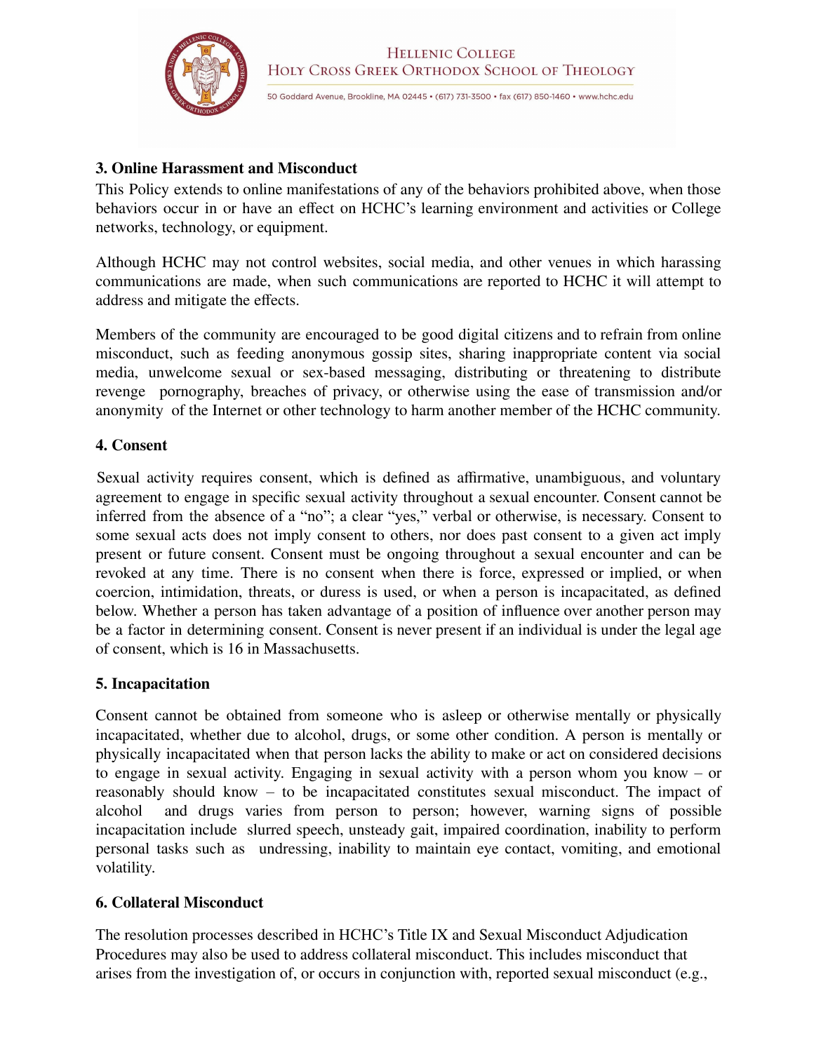**3. Online Harassment and Misconduct**

This Policy extends to online manifestations of any of the behaviors prohibited above, when those behaviors occur in or have an effect on HCHC's learning environment and activities or College networks, technology, or equipment.

Although HCHC may not control websites, social media, and other venues in which harassing communications are made, when such communications are reported to HCHC it will attempt to address and mitigate the effects.

Members of the community are encouraged to be good digital citizens and to refrain from online misconduct, such as feeding anonymous gossip sites, sharing inappropriate content via social media, unwelcome sexual or sex-based messaging, distributing or threatening to distribute revenge pornography, breaches of privacy, or otherwise using the ease of transmission and/or anonymity of the Internet or other technology to harm another member of the HCHC community.

**4. Consent**

Sexual activity requires consent, which is defined as affirmative, unambiguous, and voluntary agreement to engage in specific sexual activity throughout a sexual encounter. Consent cannot be inferred from the absence of a "no"; a clear "yes," verbal or otherwise, is necessary. Consent to some sexual acts does not imply consent to others, nor does past consent to a given act imply present or future consent. Consent must be ongoing throughout a sexual encounter and can be revoked at any time. There is no consent when there is force, expressed or implied, or when coercion, intimidation, threats, or duress is used, or when a person is incapacitated, as defined below. Whether a person has taken advantage of a position of influence over another person may be a factor in determining consent. Consent is never present if an individual is under the legal age of consent, which is 16 in Massachusetts.

**5. Incapacitation**

Consent cannot be obtained from someone who is asleep or otherwise mentally or physically incapacitated, whether due to alcohol, drugs, or some other condition. A person is mentally or physically incapacitated when that person lacks the ability to make or act on considered decisions to engage in sexual activity. Engaging in sexual activity with a person whom you know – or reasonably should know – to be incapacitated constitutes sexual misconduct. The impact of alcohol and drugs varies from person to person; however, warning signs of possible incapacitation include slurred speech, unsteady gait, impaired coordination, inability to perform personal tasks such as undressing, inability to maintain eye contact, vomiting, and emotional volatility.

**6. Collateral Misconduct**

The resolution processes described in HCHC's Title IX and Sexual Misconduct Adjudication Procedures may also be used to address collateral misconduct. This includes misconduct that arises from the investigation of, or occurs in conjunction with, reported sexual misconduct (e.g.,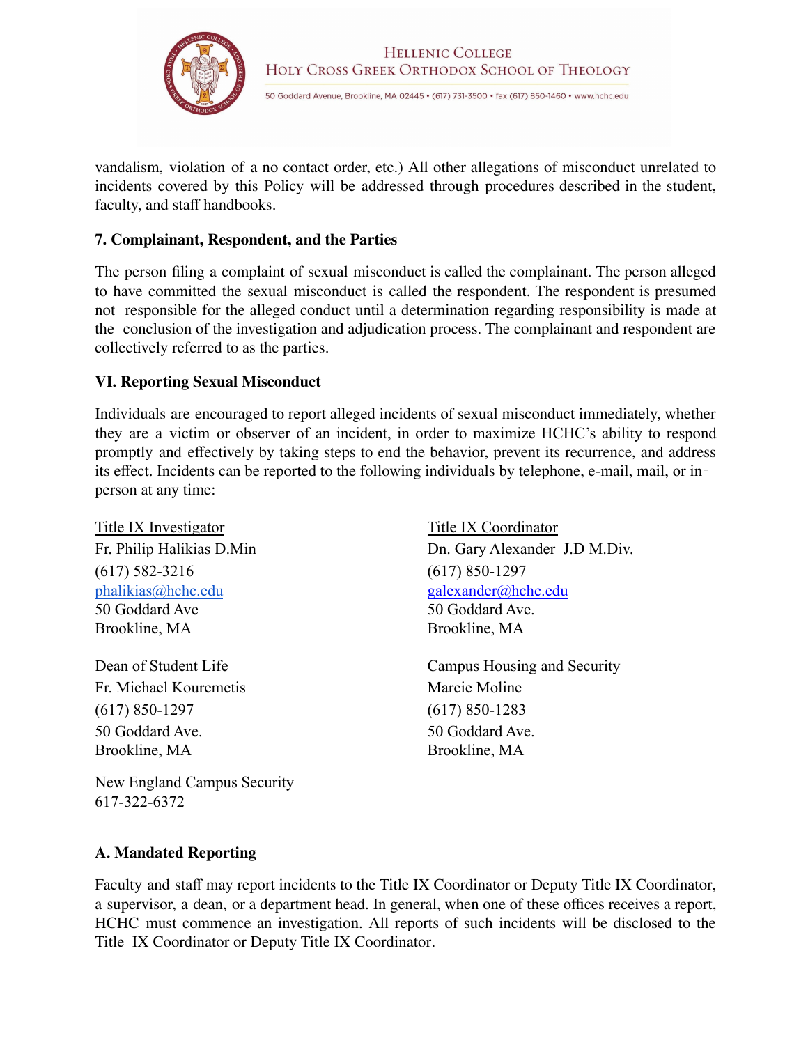vandalism, violation of a no contact order, etc.) All other allegations of misconduct unrelated to incidents covered by this Policy will be addressed through procedures described in the student, faculty, and staff handbooks.

### 7. Complainant, Respondent, and the Parties

The person filing a complaint of sexual misconduct is called the complainant. The person alleged to have committed the sexual misconduct is called the respondent. The respondent is presumed not responsible for the alleged conduct until a determination regarding responsibility is made at the conclusion of the investigation and adjudication process. The complainant and respondent are collectively referred to as the parties.

## VI. Reporting Sexual Misconduct

Individuals are encouraged to report alleged incidents of sexual misconduct immediately, whether they are a victim or observer of an incident, in order to maximize HCHC's ability to respond promptly and effectively by taking steps to end the behavior, prevent its recurrence, and address its effect. Incidents can be reported to the following individuals by telephone, e-mail, mail, or in-person at any time:

Title IX Investigator
Fr. Philip Halikias D.Min
(617) 582-3216
phalikias@hchc.edu
50 Goddard Ave
Brookline, MA

Title IX Coordinator
Dn. Gary Alexander J.D M.Div.
(617) 850-1297
galexander@hchc.edu
50 Goddard Ave.
Brookline, MA

Dean of Student Life
Fr. Michael Kouremetis
(617) 850-1297
50 Goddard Ave.
Brookline, MA

Campus Housing and Security
Marcie Moline
(617) 850-1283
50 Goddard Ave.
Brookline, MA

New England Campus Security
617-322-6372

### A. Mandated Reporting

Faculty and staff may report incidents to the Title IX Coordinator or Deputy Title IX Coordinator, a supervisor, a dean, or a department head. In general, when one of these offices receives a report, HCHC must commence an investigation. All reports of such incidents will be disclosed to the Title IX Coordinator or Deputy Title IX Coordinator.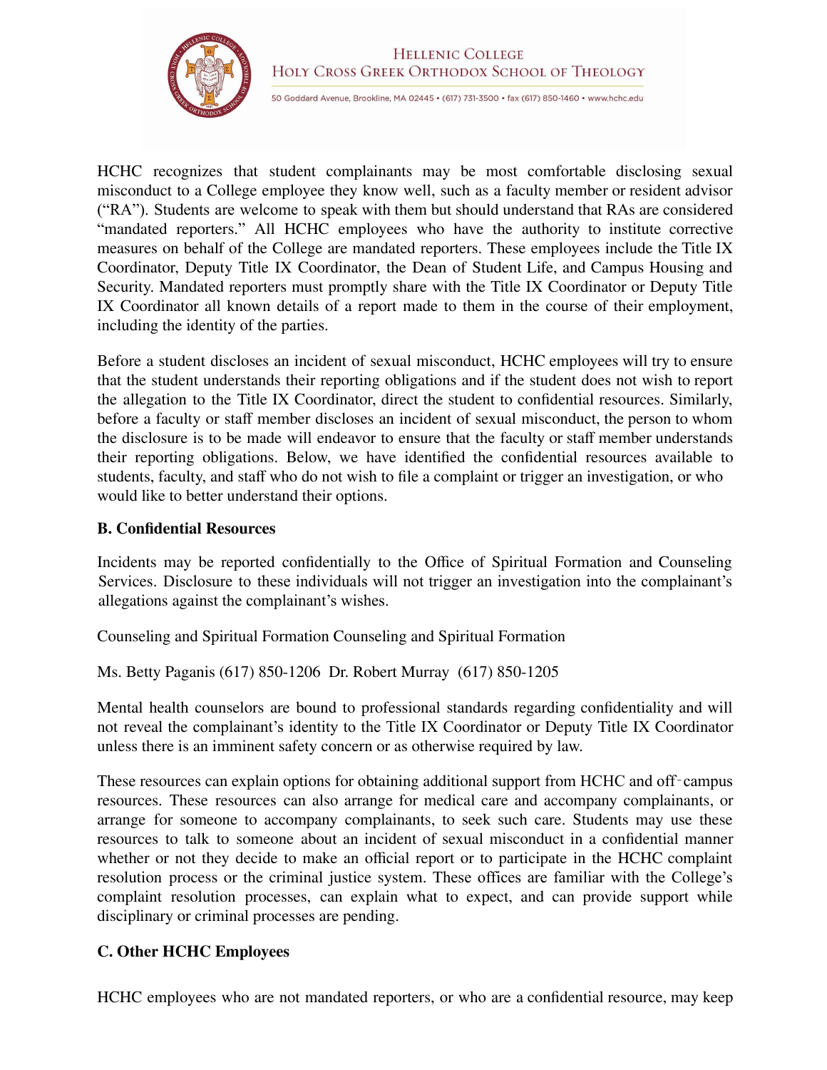HCHC recognizes that student complainants may be most comfortable disclosing sexual misconduct to a College employee they know well, such as a faculty member or resident advisor ("RA"). Students are welcome to speak with them but should understand that RAs are considered "mandated reporters." All HCHC employees who have the authority to institute corrective measures on behalf of the College are mandated reporters. These employees include the Title IX Coordinator, Deputy Title IX Coordinator, the Dean of Student Life, and Campus Housing and Security. Mandated reporters must promptly share with the Title IX Coordinator or Deputy Title IX Coordinator all known details of a report made to them in the course of their employment, including the identity of the parties.

Before a student discloses an incident of sexual misconduct, HCHC employees will try to ensure that the student understands their reporting obligations and if the student does not wish to report the allegation to the Title IX Coordinator, direct the student to confidential resources. Similarly, before a faculty or staff member discloses an incident of sexual misconduct, the person to whom the disclosure is to be made will endeavor to ensure that the faculty or staff member understands their reporting obligations. Below, we have identified the confidential resources available to students, faculty, and staff who do not wish to file a complaint or trigger an investigation, or who would like to better understand their options.

**B. Confidential Resources**

Incidents may be reported confidentially to the Office of Spiritual Formation and Counseling Services. Disclosure to these individuals will not trigger an investigation into the complainant's allegations against the complainant's wishes.

Counseling and Spiritual Formation Counseling and Spiritual Formation

Ms. Betty Paganis (617) 850-1206 Dr. Robert Murray (617) 850-1205

Mental health counselors are bound to professional standards regarding confidentiality and will not reveal the complainant's identity to the Title IX Coordinator or Deputy Title IX Coordinator unless there is an imminent safety concern or as otherwise required by law.

These resources can explain options for obtaining additional support from HCHC and off-campus resources. These resources can also arrange for medical care and accompany complainants, or arrange for someone to accompany complainants, to seek such care. Students may use these resources to talk to someone about an incident of sexual misconduct in a confidential manner whether or not they decide to make an official report or to participate in the HCHC complaint resolution process or the criminal justice system. These offices are familiar with the College's complaint resolution processes, can explain what to expect, and can provide support while disciplinary or criminal processes are pending.

**C. Other HCHC Employees**

HCHC employees who are not mandated reporters, or who are a confidential resource, may keep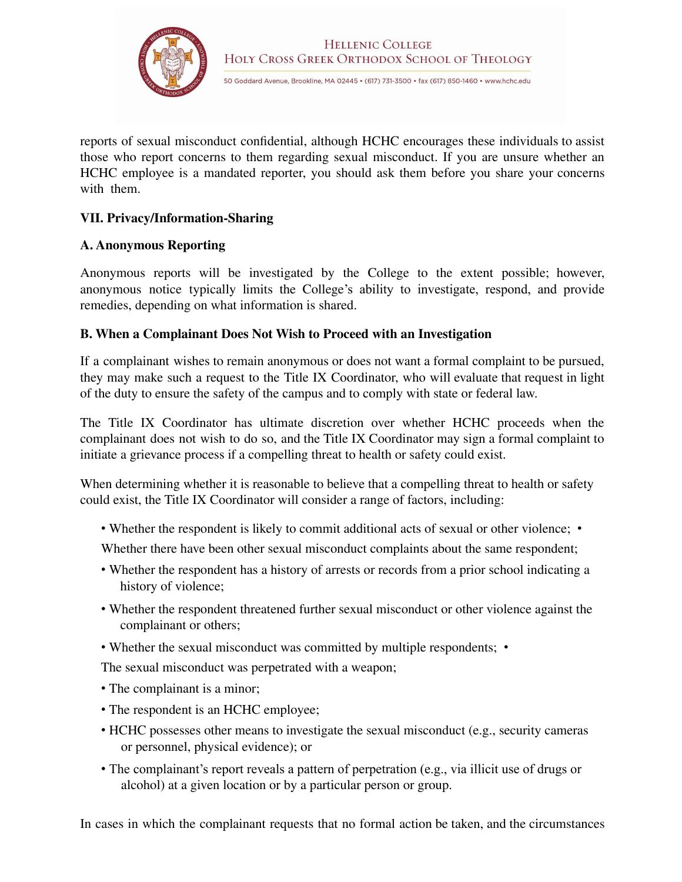reports of sexual misconduct confidential, although HCHC encourages these individuals to assist those who report concerns to them regarding sexual misconduct. If you are unsure whether an HCHC employee is a mandated reporter, you should ask them before you share your concerns with them.

**VII. Privacy/Information-Sharing**

**A. Anonymous Reporting**

Anonymous reports will be investigated by the College to the extent possible; however, anonymous notice typically limits the College's ability to investigate, respond, and provide remedies, depending on what information is shared.

**B. When a Complainant Does Not Wish to Proceed with an Investigation**

If a complainant wishes to remain anonymous or does not want a formal complaint to be pursued, they may make such a request to the Title IX Coordinator, who will evaluate that request in light of the duty to ensure the safety of the campus and to comply with state or federal law.

The Title IX Coordinator has ultimate discretion over whether HCHC proceeds when the complainant does not wish to do so, and the Title IX Coordinator may sign a formal complaint to initiate a grievance process if a compelling threat to health or safety could exist.

When determining whether it is reasonable to believe that a compelling threat to health or safety could exist, the Title IX Coordinator will consider a range of factors, including:

- Whether the respondent is likely to commit additional acts of sexual or other violence;
- Whether there have been other sexual misconduct complaints about the same respondent;
- Whether the respondent has a history of arrests or records from a prior school indicating a history of violence;
- Whether the respondent threatened further sexual misconduct or other violence against the complainant or others;
- Whether the sexual misconduct was committed by multiple respondents;
- The sexual misconduct was perpetrated with a weapon;
- The complainant is a minor;
- The respondent is an HCHC employee;
- HCHC possesses other means to investigate the sexual misconduct (e.g., security cameras or personnel, physical evidence); or
- The complainant's report reveals a pattern of perpetration (e.g., via illicit use of drugs or alcohol) at a given location or by a particular person or group.

In cases in which the complainant requests that no formal action be taken, and the circumstances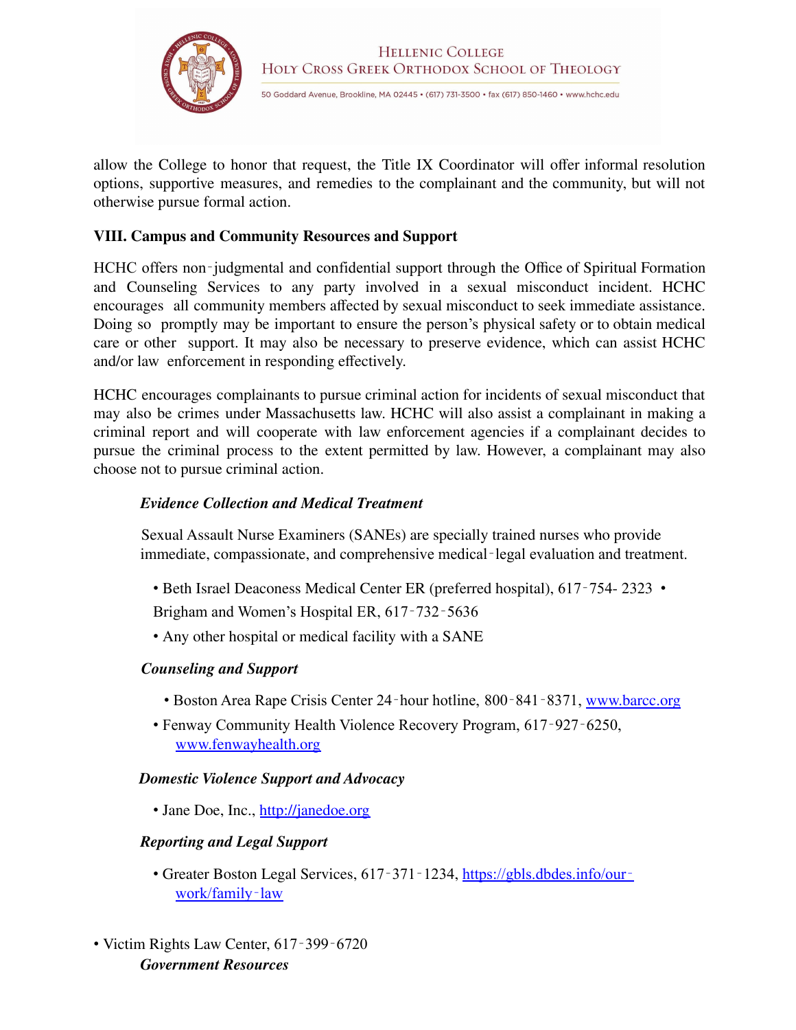allow the College to honor that request, the Title IX Coordinator will offer informal resolution options, supportive measures, and remedies to the complainant and the community, but will not otherwise pursue formal action.

## VIII. Campus and Community Resources and Support

HCHC offers non‑judgmental and confidential support through the Office of Spiritual Formation and Counseling Services to any party involved in a sexual misconduct incident. HCHC encourages all community members affected by sexual misconduct to seek immediate assistance. Doing so promptly may be important to ensure the person's physical safety or to obtain medical care or other support. It may also be necessary to preserve evidence, which can assist HCHC and/or law enforcement in responding effectively.

HCHC encourages complainants to pursue criminal action for incidents of sexual misconduct that may also be crimes under Massachusetts law. HCHC will also assist a complainant in making a criminal report and will cooperate with law enforcement agencies if a complainant decides to pursue the criminal process to the extent permitted by law. However, a complainant may also choose not to pursue criminal action.

***Evidence Collection and Medical Treatment***

Sexual Assault Nurse Examiners (SANEs) are specially trained nurses who provide immediate, compassionate, and comprehensive medical‑legal evaluation and treatment.

- Beth Israel Deaconess Medical Center ER (preferred hospital), 617‑754- 2323
- Brigham and Women's Hospital ER, 617‑732‑5636
- Any other hospital or medical facility with a SANE

***Counseling and Support***

- Boston Area Rape Crisis Center 24‑hour hotline, 800‑841‑8371, www.barcc.org
- Fenway Community Health Violence Recovery Program, 617‑927‑6250, www.fenwayhealth.org

***Domestic Violence Support and Advocacy***

- Jane Doe, Inc., http://janedoe.org

***Reporting and Legal Support***

- Greater Boston Legal Services, 617‑371‑1234, https://gbls.dbdes.info/our-work/family-law
- Victim Rights Law Center, 617‑399‑6720

***Government Resources***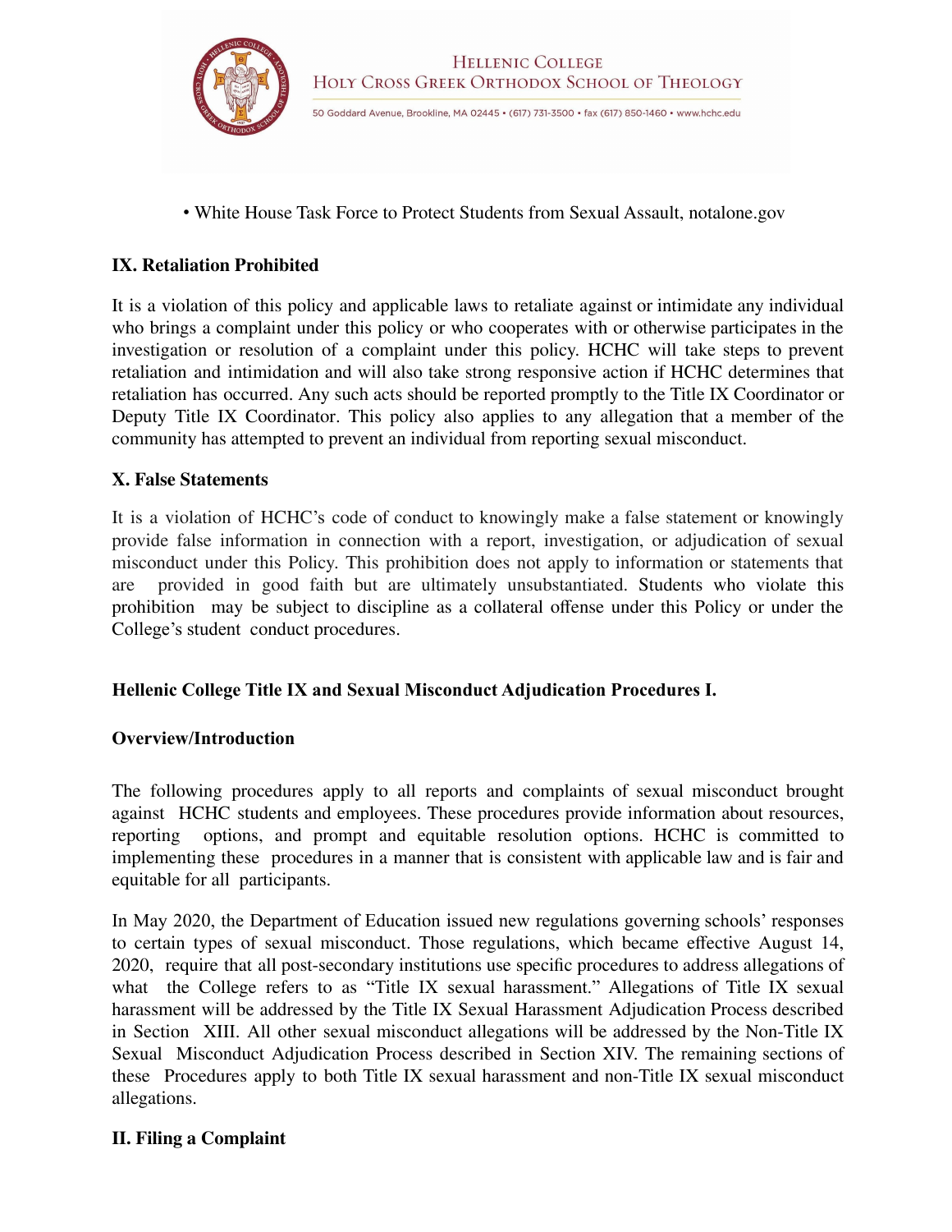• White House Task Force to Protect Students from Sexual Assault, notalone.gov

## IX. Retaliation Prohibited

It is a violation of this policy and applicable laws to retaliate against or intimidate any individual who brings a complaint under this policy or who cooperates with or otherwise participates in the investigation or resolution of a complaint under this policy. HCHC will take steps to prevent retaliation and intimidation and will also take strong responsive action if HCHC determines that retaliation has occurred. Any such acts should be reported promptly to the Title IX Coordinator or Deputy Title IX Coordinator. This policy also applies to any allegation that a member of the community has attempted to prevent an individual from reporting sexual misconduct.

## X. False Statements

It is a violation of HCHC's code of conduct to knowingly make a false statement or knowingly provide false information in connection with a report, investigation, or adjudication of sexual misconduct under this Policy. This prohibition does not apply to information or statements that are provided in good faith but are ultimately unsubstantiated. Students who violate this prohibition may be subject to discipline as a collateral offense under this Policy or under the College's student conduct procedures.

## Hellenic College Title IX and Sexual Misconduct Adjudication Procedures I.

## Overview/Introduction

The following procedures apply to all reports and complaints of sexual misconduct brought against HCHC students and employees. These procedures provide information about resources, reporting options, and prompt and equitable resolution options. HCHC is committed to implementing these procedures in a manner that is consistent with applicable law and is fair and equitable for all participants.

In May 2020, the Department of Education issued new regulations governing schools' responses to certain types of sexual misconduct. Those regulations, which became effective August 14, 2020, require that all post-secondary institutions use specific procedures to address allegations of what the College refers to as "Title IX sexual harassment." Allegations of Title IX sexual harassment will be addressed by the Title IX Sexual Harassment Adjudication Process described in Section XIII. All other sexual misconduct allegations will be addressed by the Non-Title IX Sexual Misconduct Adjudication Process described in Section XIV. The remaining sections of these Procedures apply to both Title IX sexual harassment and non-Title IX sexual misconduct allegations.

## II. Filing a Complaint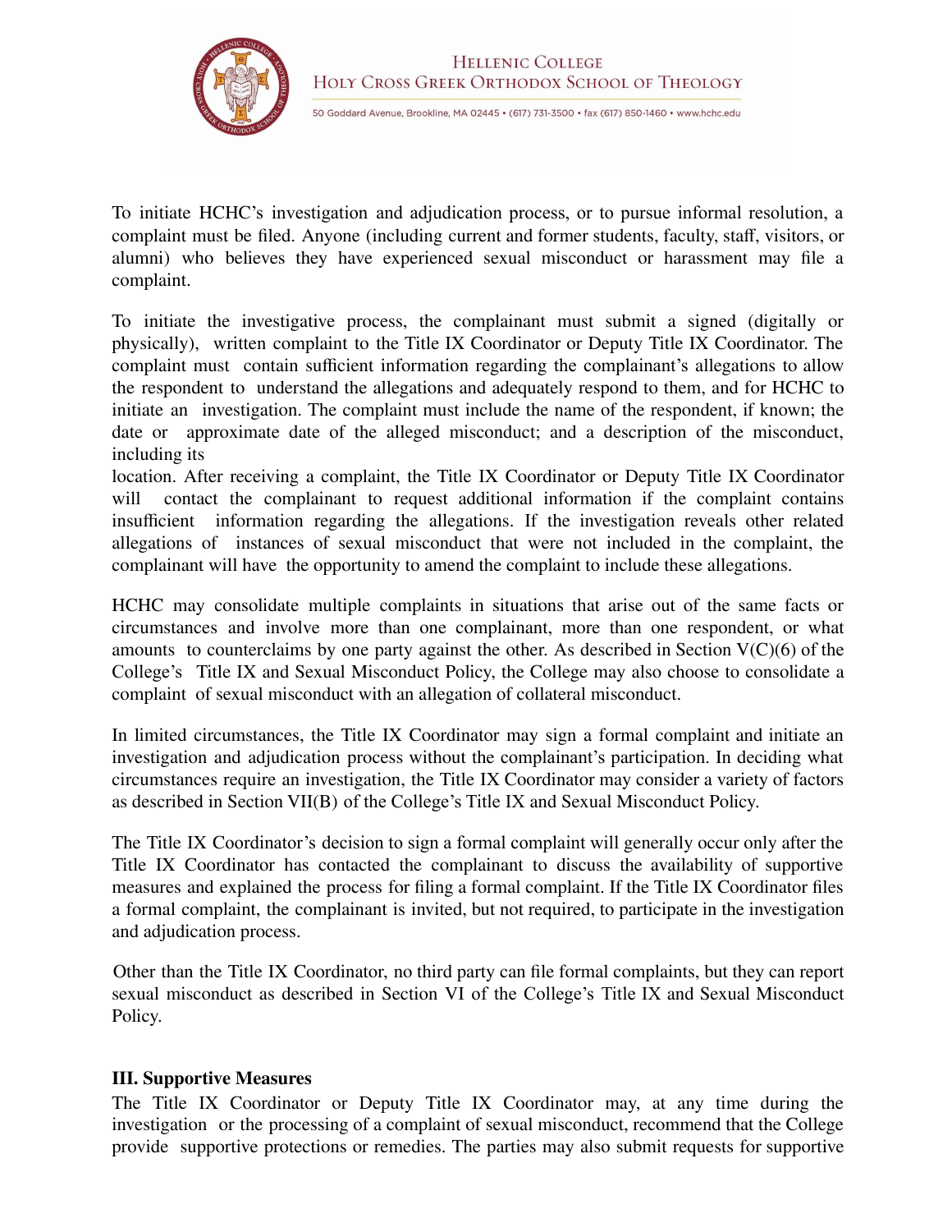To initiate HCHC's investigation and adjudication process, or to pursue informal resolution, a complaint must be filed. Anyone (including current and former students, faculty, staff, visitors, or alumni) who believes they have experienced sexual misconduct or harassment may file a complaint.

To initiate the investigative process, the complainant must submit a signed (digitally or physically), written complaint to the Title IX Coordinator or Deputy Title IX Coordinator. The complaint must contain sufficient information regarding the complainant's allegations to allow the respondent to understand the allegations and adequately respond to them, and for HCHC to initiate an investigation. The complaint must include the name of the respondent, if known; the date or approximate date of the alleged misconduct; and a description of the misconduct, including its location. After receiving a complaint, the Title IX Coordinator or Deputy Title IX Coordinator will contact the complainant to request additional information if the complaint contains insufficient information regarding the allegations. If the investigation reveals other related allegations of instances of sexual misconduct that were not included in the complaint, the complainant will have the opportunity to amend the complaint to include these allegations.

HCHC may consolidate multiple complaints in situations that arise out of the same facts or circumstances and involve more than one complainant, more than one respondent, or what amounts to counterclaims by one party against the other. As described in Section V(C)(6) of the College's Title IX and Sexual Misconduct Policy, the College may also choose to consolidate a complaint of sexual misconduct with an allegation of collateral misconduct.

In limited circumstances, the Title IX Coordinator may sign a formal complaint and initiate an investigation and adjudication process without the complainant's participation. In deciding what circumstances require an investigation, the Title IX Coordinator may consider a variety of factors as described in Section VII(B) of the College's Title IX and Sexual Misconduct Policy.

The Title IX Coordinator's decision to sign a formal complaint will generally occur only after the Title IX Coordinator has contacted the complainant to discuss the availability of supportive measures and explained the process for filing a formal complaint. If the Title IX Coordinator files a formal complaint, the complainant is invited, but not required, to participate in the investigation and adjudication process.

Other than the Title IX Coordinator, no third party can file formal complaints, but they can report sexual misconduct as described in Section VI of the College's Title IX and Sexual Misconduct Policy.

### III. Supportive Measures

The Title IX Coordinator or Deputy Title IX Coordinator may, at any time during the investigation or the processing of a complaint of sexual misconduct, recommend that the College provide supportive protections or remedies. The parties may also submit requests for supportive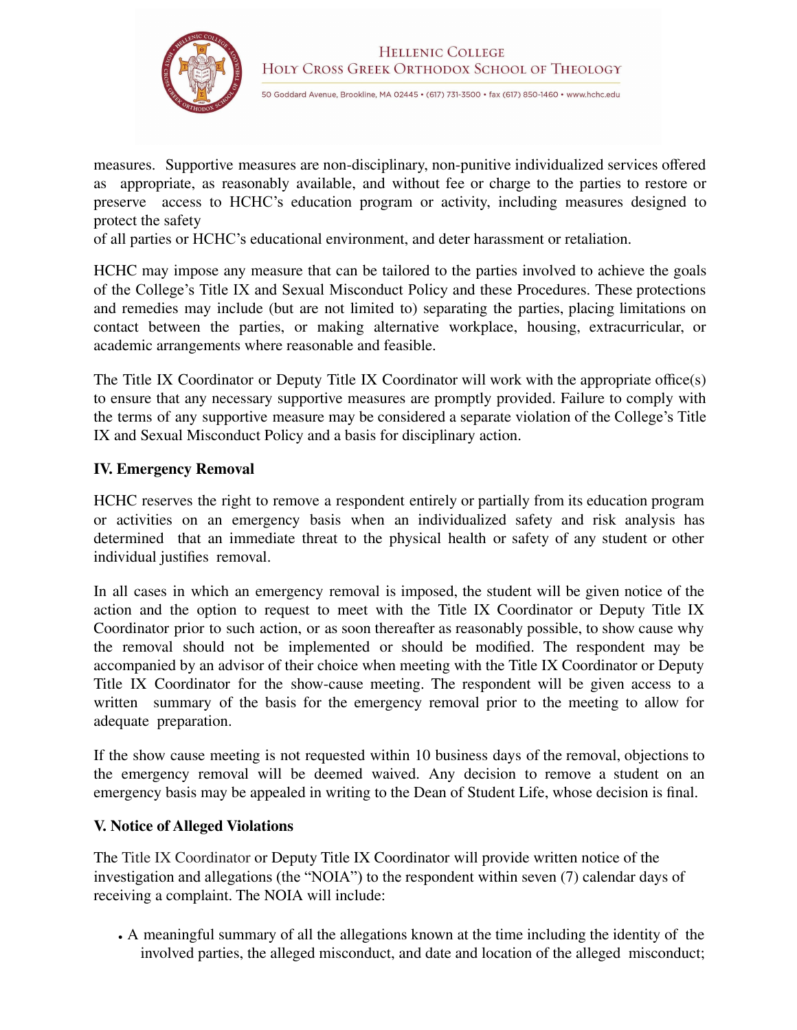measures. Supportive measures are non-disciplinary, non-punitive individualized services offered as appropriate, as reasonably available, and without fee or charge to the parties to restore or preserve access to HCHC's education program or activity, including measures designed to protect the safety of all parties or HCHC's educational environment, and deter harassment or retaliation.

HCHC may impose any measure that can be tailored to the parties involved to achieve the goals of the College's Title IX and Sexual Misconduct Policy and these Procedures. These protections and remedies may include (but are not limited to) separating the parties, placing limitations on contact between the parties, or making alternative workplace, housing, extracurricular, or academic arrangements where reasonable and feasible.

The Title IX Coordinator or Deputy Title IX Coordinator will work with the appropriate office(s) to ensure that any necessary supportive measures are promptly provided. Failure to comply with the terms of any supportive measure may be considered a separate violation of the College's Title IX and Sexual Misconduct Policy and a basis for disciplinary action.

**IV. Emergency Removal**

HCHC reserves the right to remove a respondent entirely or partially from its education program or activities on an emergency basis when an individualized safety and risk analysis has determined that an immediate threat to the physical health or safety of any student or other individual justifies removal.

In all cases in which an emergency removal is imposed, the student will be given notice of the action and the option to request to meet with the Title IX Coordinator or Deputy Title IX Coordinator prior to such action, or as soon thereafter as reasonably possible, to show cause why the removal should not be implemented or should be modified. The respondent may be accompanied by an advisor of their choice when meeting with the Title IX Coordinator or Deputy Title IX Coordinator for the show-cause meeting. The respondent will be given access to a written summary of the basis for the emergency removal prior to the meeting to allow for adequate preparation.

If the show cause meeting is not requested within 10 business days of the removal, objections to the emergency removal will be deemed waived. Any decision to remove a student on an emergency basis may be appealed in writing to the Dean of Student Life, whose decision is final.

**V. Notice of Alleged Violations**

The Title IX Coordinator or Deputy Title IX Coordinator will provide written notice of the investigation and allegations (the "NOIA") to the respondent within seven (7) calendar days of receiving a complaint. The NOIA will include:

- A meaningful summary of all the allegations known at the time including the identity of the involved parties, the alleged misconduct, and date and location of the alleged misconduct;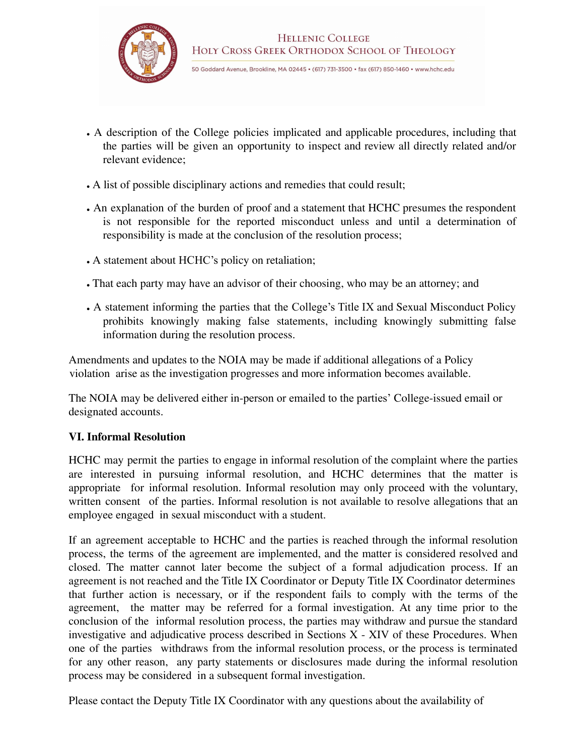- A description of the College policies implicated and applicable procedures, including that the parties will be given an opportunity to inspect and review all directly related and/or relevant evidence;
- A list of possible disciplinary actions and remedies that could result;
- An explanation of the burden of proof and a statement that HCHC presumes the respondent is not responsible for the reported misconduct unless and until a determination of responsibility is made at the conclusion of the resolution process;
- A statement about HCHC's policy on retaliation;
- That each party may have an advisor of their choosing, who may be an attorney; and
- A statement informing the parties that the College's Title IX and Sexual Misconduct Policy prohibits knowingly making false statements, including knowingly submitting false information during the resolution process.

Amendments and updates to the NOIA may be made if additional allegations of a Policy violation arise as the investigation progresses and more information becomes available.

The NOIA may be delivered either in-person or emailed to the parties' College-issued email or designated accounts.

**VI. Informal Resolution**

HCHC may permit the parties to engage in informal resolution of the complaint where the parties are interested in pursuing informal resolution, and HCHC determines that the matter is appropriate for informal resolution. Informal resolution may only proceed with the voluntary, written consent of the parties. Informal resolution is not available to resolve allegations that an employee engaged in sexual misconduct with a student.

If an agreement acceptable to HCHC and the parties is reached through the informal resolution process, the terms of the agreement are implemented, and the matter is considered resolved and closed. The matter cannot later become the subject of a formal adjudication process. If an agreement is not reached and the Title IX Coordinator or Deputy Title IX Coordinator determines that further action is necessary, or if the respondent fails to comply with the terms of the agreement, the matter may be referred for a formal investigation. At any time prior to the conclusion of the informal resolution process, the parties may withdraw and pursue the standard investigative and adjudicative process described in Sections X - XIV of these Procedures. When one of the parties withdraws from the informal resolution process, or the process is terminated for any other reason, any party statements or disclosures made during the informal resolution process may be considered in a subsequent formal investigation.

Please contact the Deputy Title IX Coordinator with any questions about the availability of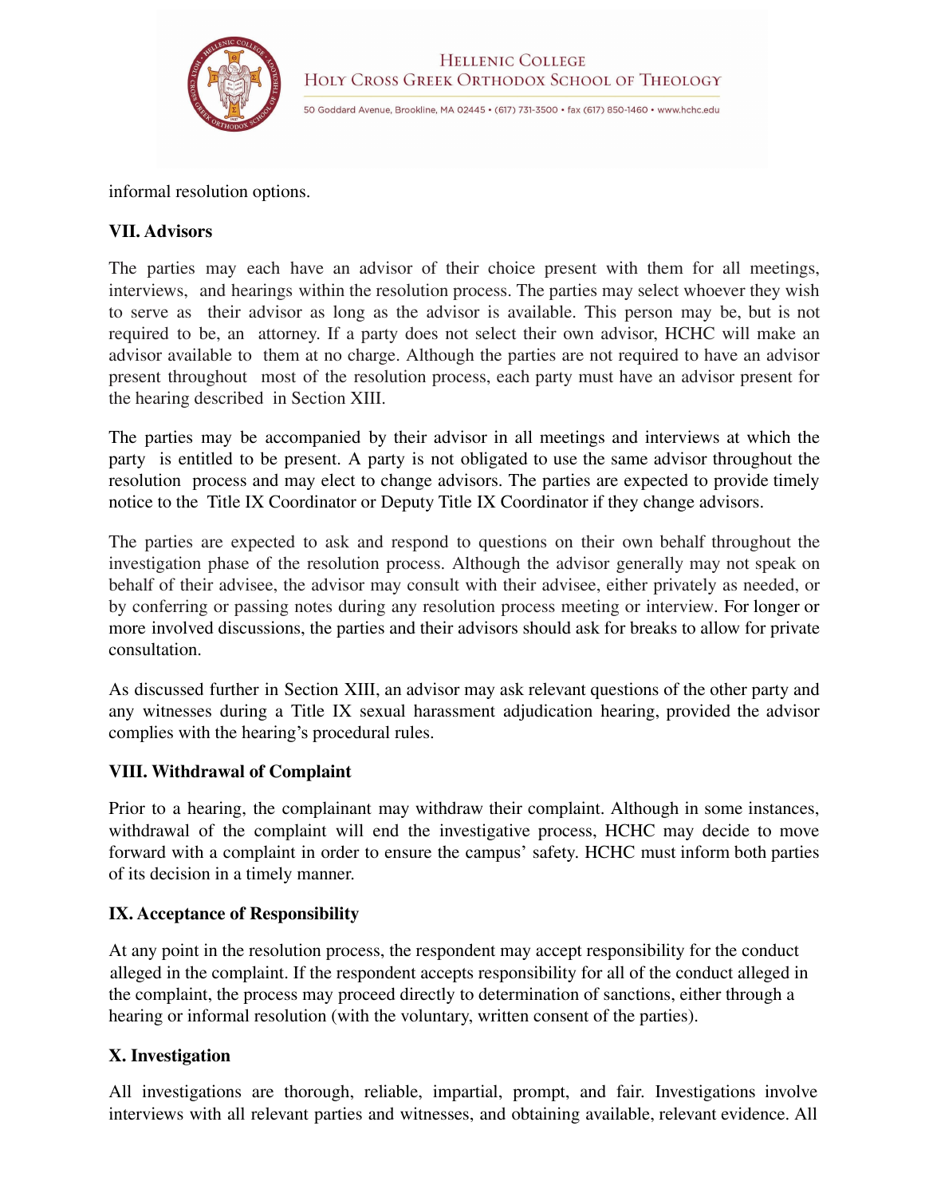informal resolution options.

**VII. Advisors**

The parties may each have an advisor of their choice present with them for all meetings, interviews, and hearings within the resolution process. The parties may select whoever they wish to serve as their advisor as long as the advisor is available. This person may be, but is not required to be, an attorney. If a party does not select their own advisor, HCHC will make an advisor available to them at no charge. Although the parties are not required to have an advisor present throughout most of the resolution process, each party must have an advisor present for the hearing described in Section XIII.

The parties may be accompanied by their advisor in all meetings and interviews at which the party is entitled to be present. A party is not obligated to use the same advisor throughout the resolution process and may elect to change advisors. The parties are expected to provide timely notice to the Title IX Coordinator or Deputy Title IX Coordinator if they change advisors.

The parties are expected to ask and respond to questions on their own behalf throughout the investigation phase of the resolution process. Although the advisor generally may not speak on behalf of their advisee, the advisor may consult with their advisee, either privately as needed, or by conferring or passing notes during any resolution process meeting or interview. For longer or more involved discussions, the parties and their advisors should ask for breaks to allow for private consultation.

As discussed further in Section XIII, an advisor may ask relevant questions of the other party and any witnesses during a Title IX sexual harassment adjudication hearing, provided the advisor complies with the hearing's procedural rules.

**VIII. Withdrawal of Complaint**

Prior to a hearing, the complainant may withdraw their complaint. Although in some instances, withdrawal of the complaint will end the investigative process, HCHC may decide to move forward with a complaint in order to ensure the campus' safety. HCHC must inform both parties of its decision in a timely manner.

**IX. Acceptance of Responsibility**

At any point in the resolution process, the respondent may accept responsibility for the conduct alleged in the complaint. If the respondent accepts responsibility for all of the conduct alleged in the complaint, the process may proceed directly to determination of sanctions, either through a hearing or informal resolution (with the voluntary, written consent of the parties).

**X. Investigation**

All investigations are thorough, reliable, impartial, prompt, and fair. Investigations involve interviews with all relevant parties and witnesses, and obtaining available, relevant evidence. All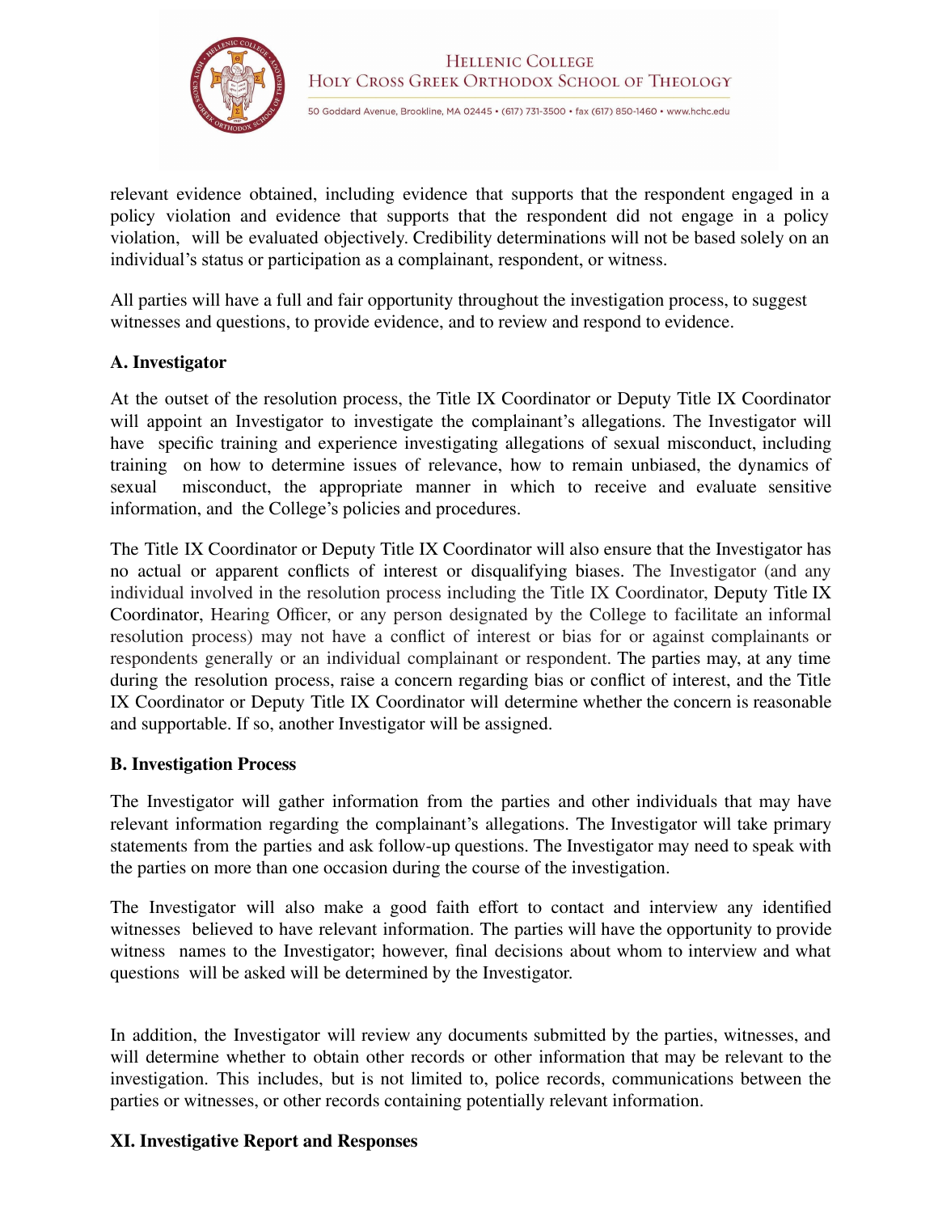relevant evidence obtained, including evidence that supports that the respondent engaged in a policy violation and evidence that supports that the respondent did not engage in a policy violation, will be evaluated objectively. Credibility determinations will not be based solely on an individual's status or participation as a complainant, respondent, or witness.

All parties will have a full and fair opportunity throughout the investigation process, to suggest witnesses and questions, to provide evidence, and to review and respond to evidence.

**A. Investigator**

At the outset of the resolution process, the Title IX Coordinator or Deputy Title IX Coordinator will appoint an Investigator to investigate the complainant's allegations. The Investigator will have specific training and experience investigating allegations of sexual misconduct, including training on how to determine issues of relevance, how to remain unbiased, the dynamics of sexual misconduct, the appropriate manner in which to receive and evaluate sensitive information, and the College's policies and procedures.

The Title IX Coordinator or Deputy Title IX Coordinator will also ensure that the Investigator has no actual or apparent conflicts of interest or disqualifying biases. The Investigator (and any individual involved in the resolution process including the Title IX Coordinator, Deputy Title IX Coordinator, Hearing Officer, or any person designated by the College to facilitate an informal resolution process) may not have a conflict of interest or bias for or against complainants or respondents generally or an individual complainant or respondent. The parties may, at any time during the resolution process, raise a concern regarding bias or conflict of interest, and the Title IX Coordinator or Deputy Title IX Coordinator will determine whether the concern is reasonable and supportable. If so, another Investigator will be assigned.

**B. Investigation Process**

The Investigator will gather information from the parties and other individuals that may have relevant information regarding the complainant's allegations. The Investigator will take primary statements from the parties and ask follow-up questions. The Investigator may need to speak with the parties on more than one occasion during the course of the investigation.

The Investigator will also make a good faith effort to contact and interview any identified witnesses believed to have relevant information. The parties will have the opportunity to provide witness names to the Investigator; however, final decisions about whom to interview and what questions will be asked will be determined by the Investigator.

In addition, the Investigator will review any documents submitted by the parties, witnesses, and will determine whether to obtain other records or other information that may be relevant to the investigation. This includes, but is not limited to, police records, communications between the parties or witnesses, or other records containing potentially relevant information.

**XI. Investigative Report and Responses**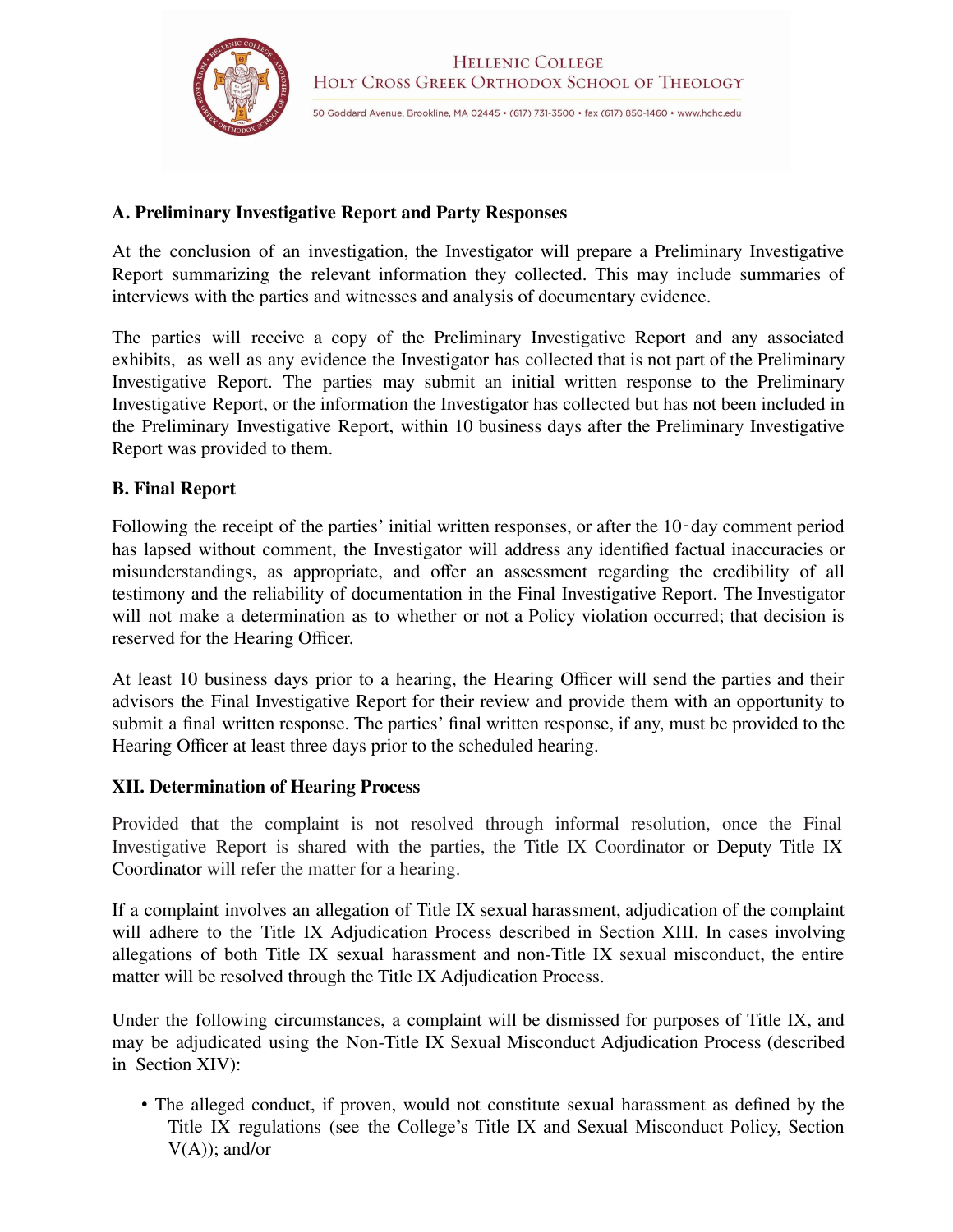### A. Preliminary Investigative Report and Party Responses

At the conclusion of an investigation, the Investigator will prepare a Preliminary Investigative Report summarizing the relevant information they collected. This may include summaries of interviews with the parties and witnesses and analysis of documentary evidence.

The parties will receive a copy of the Preliminary Investigative Report and any associated exhibits, as well as any evidence the Investigator has collected that is not part of the Preliminary Investigative Report. The parties may submit an initial written response to the Preliminary Investigative Report, or the information the Investigator has collected but has not been included in the Preliminary Investigative Report, within 10 business days after the Preliminary Investigative Report was provided to them.

### B. Final Report

Following the receipt of the parties' initial written responses, or after the 10-day comment period has lapsed without comment, the Investigator will address any identified factual inaccuracies or misunderstandings, as appropriate, and offer an assessment regarding the credibility of all testimony and the reliability of documentation in the Final Investigative Report. The Investigator will not make a determination as to whether or not a Policy violation occurred; that decision is reserved for the Hearing Officer.

At least 10 business days prior to a hearing, the Hearing Officer will send the parties and their advisors the Final Investigative Report for their review and provide them with an opportunity to submit a final written response. The parties' final written response, if any, must be provided to the Hearing Officer at least three days prior to the scheduled hearing.

## XII. Determination of Hearing Process

Provided that the complaint is not resolved through informal resolution, once the Final Investigative Report is shared with the parties, the Title IX Coordinator or Deputy Title IX Coordinator will refer the matter for a hearing.

If a complaint involves an allegation of Title IX sexual harassment, adjudication of the complaint will adhere to the Title IX Adjudication Process described in Section XIII. In cases involving allegations of both Title IX sexual harassment and non-Title IX sexual misconduct, the entire matter will be resolved through the Title IX Adjudication Process.

Under the following circumstances, a complaint will be dismissed for purposes of Title IX, and may be adjudicated using the Non-Title IX Sexual Misconduct Adjudication Process (described in Section XIV):

- The alleged conduct, if proven, would not constitute sexual harassment as defined by the Title IX regulations (see the College's Title IX and Sexual Misconduct Policy, Section V(A)); and/or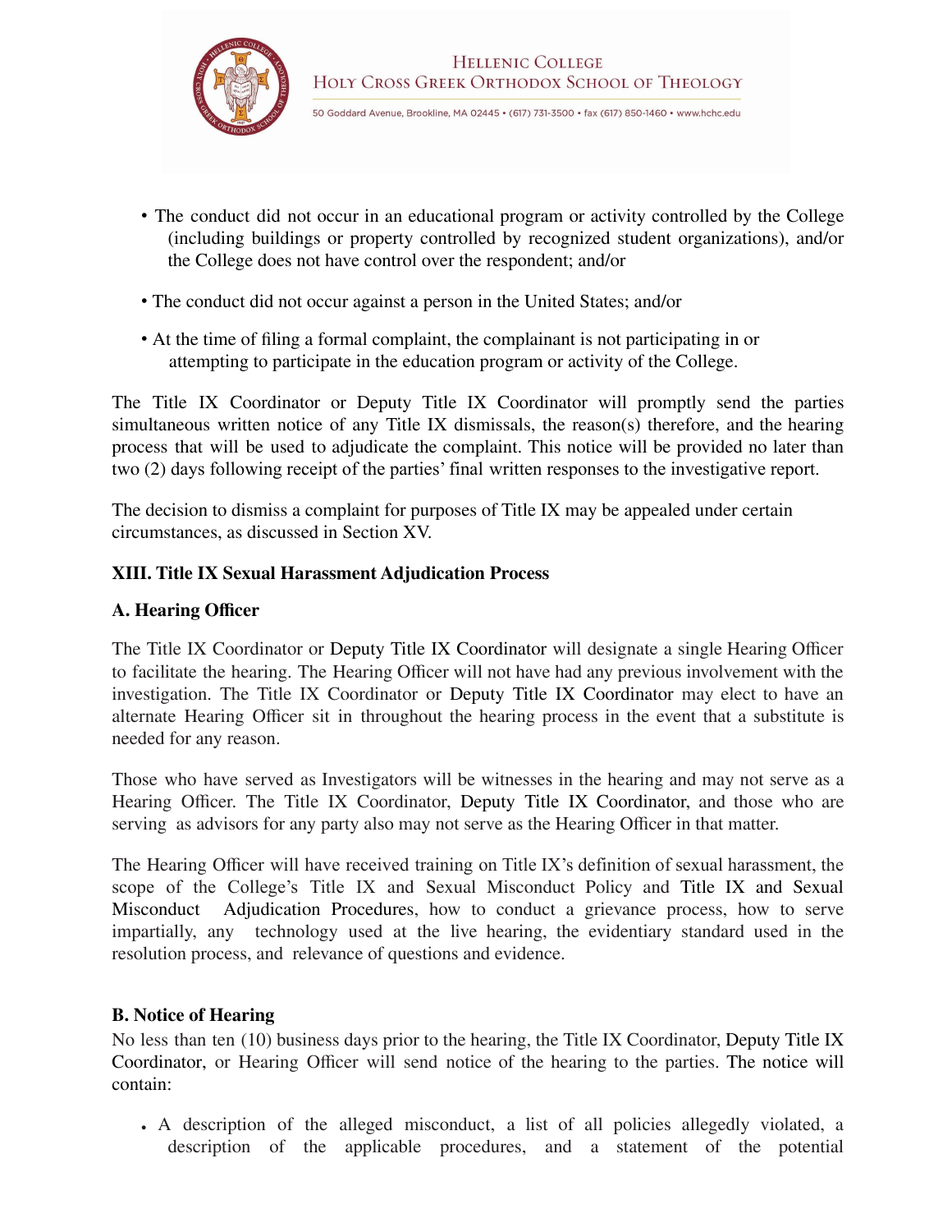- The conduct did not occur in an educational program or activity controlled by the College (including buildings or property controlled by recognized student organizations), and/or the College does not have control over the respondent; and/or

- The conduct did not occur against a person in the United States; and/or

- At the time of filing a formal complaint, the complainant is not participating in or attempting to participate in the education program or activity of the College.

The Title IX Coordinator or Deputy Title IX Coordinator will promptly send the parties simultaneous written notice of any Title IX dismissals, the reason(s) therefore, and the hearing process that will be used to adjudicate the complaint. This notice will be provided no later than two (2) days following receipt of the parties' final written responses to the investigative report.

The decision to dismiss a complaint for purposes of Title IX may be appealed under certain circumstances, as discussed in Section XV.

**XIII. Title IX Sexual Harassment Adjudication Process**

**A. Hearing Officer**

The Title IX Coordinator or Deputy Title IX Coordinator will designate a single Hearing Officer to facilitate the hearing. The Hearing Officer will not have had any previous involvement with the investigation. The Title IX Coordinator or Deputy Title IX Coordinator may elect to have an alternate Hearing Officer sit in throughout the hearing process in the event that a substitute is needed for any reason.

Those who have served as Investigators will be witnesses in the hearing and may not serve as a Hearing Officer. The Title IX Coordinator, Deputy Title IX Coordinator, and those who are serving as advisors for any party also may not serve as the Hearing Officer in that matter.

The Hearing Officer will have received training on Title IX's definition of sexual harassment, the scope of the College's Title IX and Sexual Misconduct Policy and Title IX and Sexual Misconduct Adjudication Procedures, how to conduct a grievance process, how to serve impartially, any technology used at the live hearing, the evidentiary standard used in the resolution process, and relevance of questions and evidence.

**B. Notice of Hearing**

No less than ten (10) business days prior to the hearing, the Title IX Coordinator, Deputy Title IX Coordinator, or Hearing Officer will send notice of the hearing to the parties. The notice will contain:

- A description of the alleged misconduct, a list of all policies allegedly violated, a description of the applicable procedures, and a statement of the potential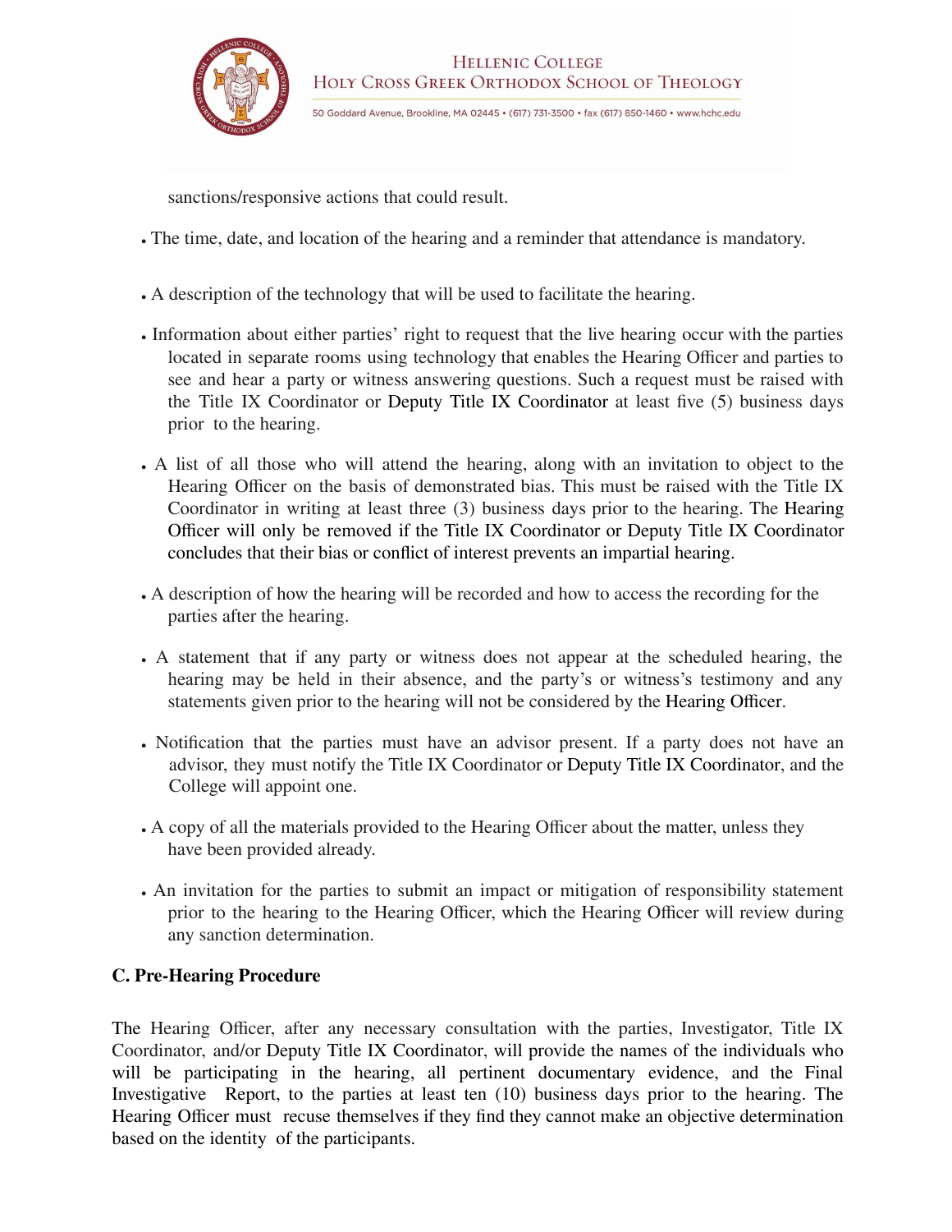sanctions/responsive actions that could result.

- The time, date, and location of the hearing and a reminder that attendance is mandatory.

- A description of the technology that will be used to facilitate the hearing.

- Information about either parties' right to request that the live hearing occur with the parties located in separate rooms using technology that enables the Hearing Officer and parties to see and hear a party or witness answering questions. Such a request must be raised with the Title IX Coordinator or Deputy Title IX Coordinator at least five (5) business days prior to the hearing.

- A list of all those who will attend the hearing, along with an invitation to object to the Hearing Officer on the basis of demonstrated bias. This must be raised with the Title IX Coordinator in writing at least three (3) business days prior to the hearing. The Hearing Officer will only be removed if the Title IX Coordinator or Deputy Title IX Coordinator concludes that their bias or conflict of interest prevents an impartial hearing.

- A description of how the hearing will be recorded and how to access the recording for the parties after the hearing.

- A statement that if any party or witness does not appear at the scheduled hearing, the hearing may be held in their absence, and the party's or witness's testimony and any statements given prior to the hearing will not be considered by the Hearing Officer.

- Notification that the parties must have an advisor present. If a party does not have an advisor, they must notify the Title IX Coordinator or Deputy Title IX Coordinator, and the College will appoint one.

- A copy of all the materials provided to the Hearing Officer about the matter, unless they have been provided already.

- An invitation for the parties to submit an impact or mitigation of responsibility statement prior to the hearing to the Hearing Officer, which the Hearing Officer will review during any sanction determination.

### C. Pre-Hearing Procedure

The Hearing Officer, after any necessary consultation with the parties, Investigator, Title IX Coordinator, and/or Deputy Title IX Coordinator, will provide the names of the individuals who will be participating in the hearing, all pertinent documentary evidence, and the Final Investigative Report, to the parties at least ten (10) business days prior to the hearing. The Hearing Officer must recuse themselves if they find they cannot make an objective determination based on the identity of the participants.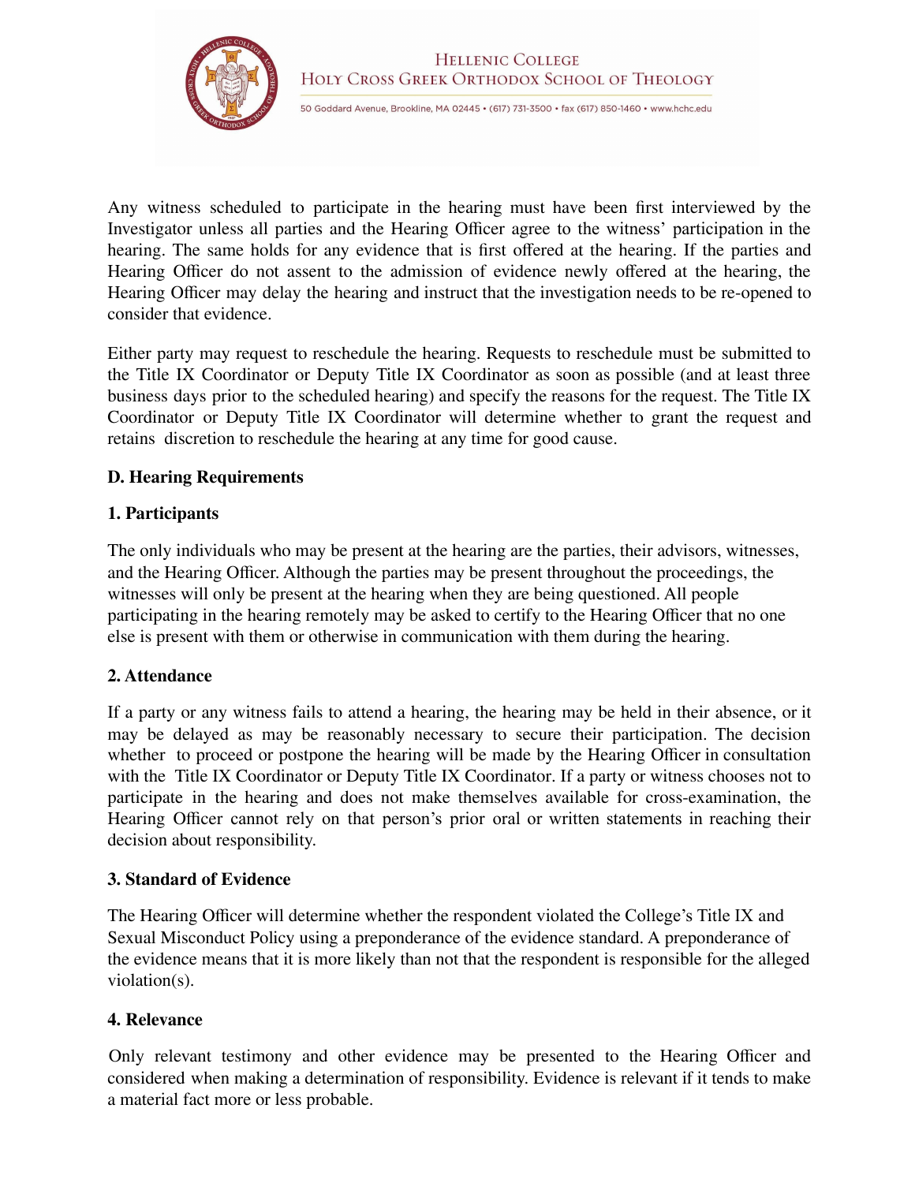Any witness scheduled to participate in the hearing must have been first interviewed by the Investigator unless all parties and the Hearing Officer agree to the witness' participation in the hearing. The same holds for any evidence that is first offered at the hearing. If the parties and Hearing Officer do not assent to the admission of evidence newly offered at the hearing, the Hearing Officer may delay the hearing and instruct that the investigation needs to be re-opened to consider that evidence.

Either party may request to reschedule the hearing. Requests to reschedule must be submitted to the Title IX Coordinator or Deputy Title IX Coordinator as soon as possible (and at least three business days prior to the scheduled hearing) and specify the reasons for the request. The Title IX Coordinator or Deputy Title IX Coordinator will determine whether to grant the request and retains discretion to reschedule the hearing at any time for good cause.

**D. Hearing Requirements**

**1. Participants**

The only individuals who may be present at the hearing are the parties, their advisors, witnesses, and the Hearing Officer. Although the parties may be present throughout the proceedings, the witnesses will only be present at the hearing when they are being questioned. All people participating in the hearing remotely may be asked to certify to the Hearing Officer that no one else is present with them or otherwise in communication with them during the hearing.

**2. Attendance**

If a party or any witness fails to attend a hearing, the hearing may be held in their absence, or it may be delayed as may be reasonably necessary to secure their participation. The decision whether to proceed or postpone the hearing will be made by the Hearing Officer in consultation with the Title IX Coordinator or Deputy Title IX Coordinator. If a party or witness chooses not to participate in the hearing and does not make themselves available for cross-examination, the Hearing Officer cannot rely on that person's prior oral or written statements in reaching their decision about responsibility.

**3. Standard of Evidence**

The Hearing Officer will determine whether the respondent violated the College's Title IX and Sexual Misconduct Policy using a preponderance of the evidence standard. A preponderance of the evidence means that it is more likely than not that the respondent is responsible for the alleged violation(s).

**4. Relevance**

Only relevant testimony and other evidence may be presented to the Hearing Officer and considered when making a determination of responsibility. Evidence is relevant if it tends to make a material fact more or less probable.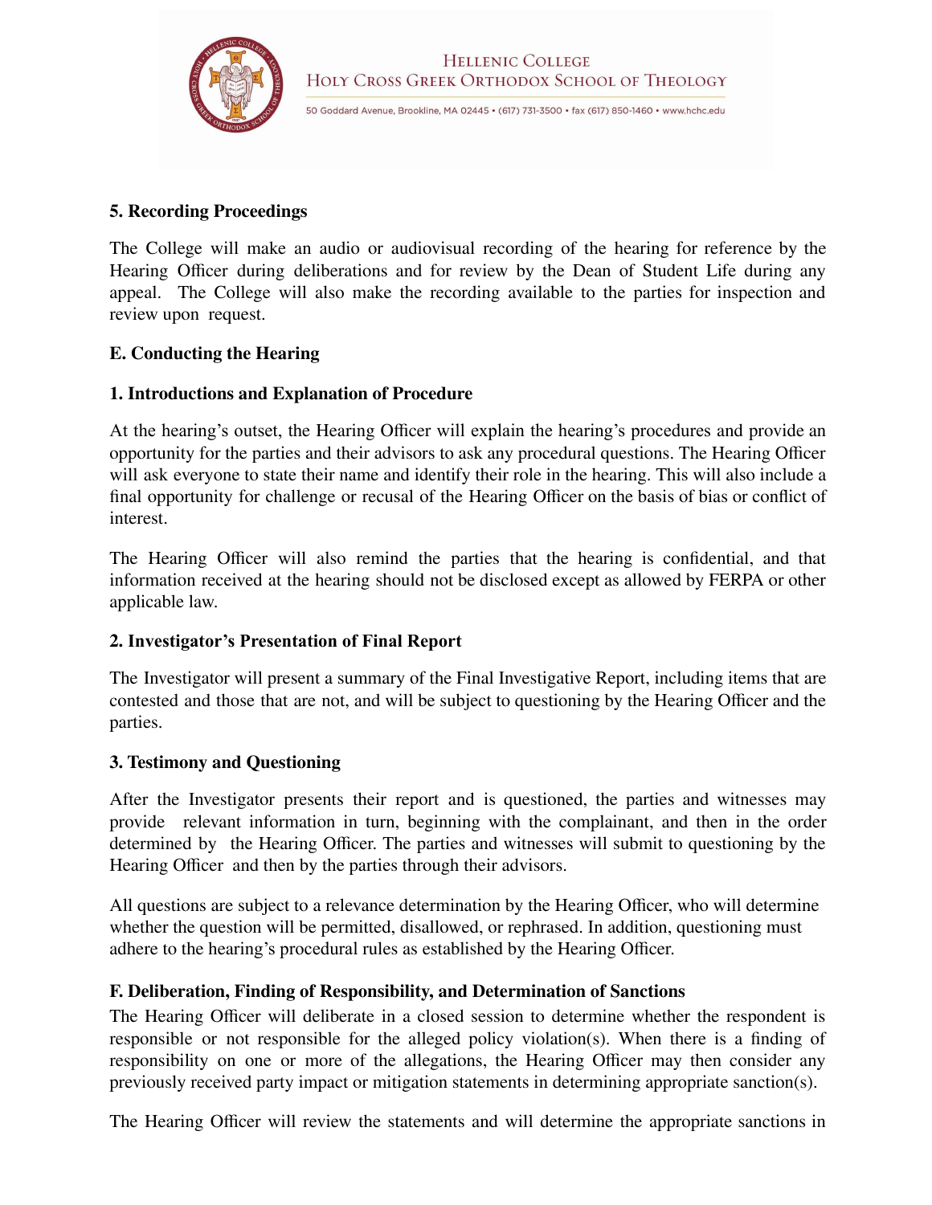**5. Recording Proceedings**

The College will make an audio or audiovisual recording of the hearing for reference by the Hearing Officer during deliberations and for review by the Dean of Student Life during any appeal. The College will also make the recording available to the parties for inspection and review upon request.

**E. Conducting the Hearing**

**1. Introductions and Explanation of Procedure**

At the hearing's outset, the Hearing Officer will explain the hearing's procedures and provide an opportunity for the parties and their advisors to ask any procedural questions. The Hearing Officer will ask everyone to state their name and identify their role in the hearing. This will also include a final opportunity for challenge or recusal of the Hearing Officer on the basis of bias or conflict of interest.

The Hearing Officer will also remind the parties that the hearing is confidential, and that information received at the hearing should not be disclosed except as allowed by FERPA or other applicable law.

**2. Investigator's Presentation of Final Report**

The Investigator will present a summary of the Final Investigative Report, including items that are contested and those that are not, and will be subject to questioning by the Hearing Officer and the parties.

**3. Testimony and Questioning**

After the Investigator presents their report and is questioned, the parties and witnesses may provide relevant information in turn, beginning with the complainant, and then in the order determined by the Hearing Officer. The parties and witnesses will submit to questioning by the Hearing Officer and then by the parties through their advisors.

All questions are subject to a relevance determination by the Hearing Officer, who will determine whether the question will be permitted, disallowed, or rephrased. In addition, questioning must adhere to the hearing's procedural rules as established by the Hearing Officer.

**F. Deliberation, Finding of Responsibility, and Determination of Sanctions**

The Hearing Officer will deliberate in a closed session to determine whether the respondent is responsible or not responsible for the alleged policy violation(s). When there is a finding of responsibility on one or more of the allegations, the Hearing Officer may then consider any previously received party impact or mitigation statements in determining appropriate sanction(s).

The Hearing Officer will review the statements and will determine the appropriate sanctions in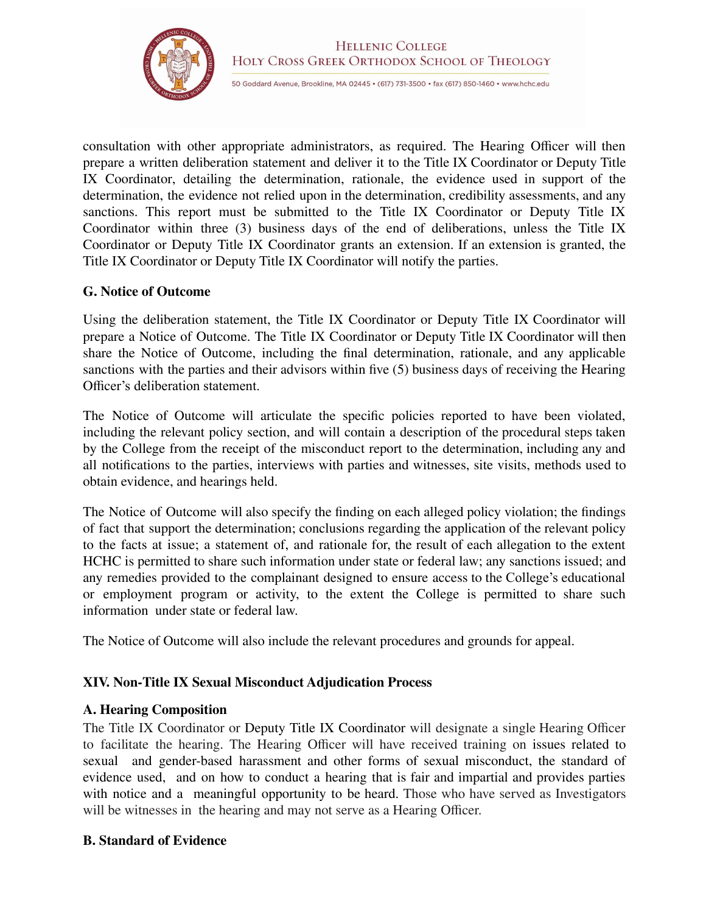consultation with other appropriate administrators, as required. The Hearing Officer will then prepare a written deliberation statement and deliver it to the Title IX Coordinator or Deputy Title IX Coordinator, detailing the determination, rationale, the evidence used in support of the determination, the evidence not relied upon in the determination, credibility assessments, and any sanctions. This report must be submitted to the Title IX Coordinator or Deputy Title IX Coordinator within three (3) business days of the end of deliberations, unless the Title IX Coordinator or Deputy Title IX Coordinator grants an extension. If an extension is granted, the Title IX Coordinator or Deputy Title IX Coordinator will notify the parties.

**G. Notice of Outcome**

Using the deliberation statement, the Title IX Coordinator or Deputy Title IX Coordinator will prepare a Notice of Outcome. The Title IX Coordinator or Deputy Title IX Coordinator will then share the Notice of Outcome, including the final determination, rationale, and any applicable sanctions with the parties and their advisors within five (5) business days of receiving the Hearing Officer's deliberation statement.

The Notice of Outcome will articulate the specific policies reported to have been violated, including the relevant policy section, and will contain a description of the procedural steps taken by the College from the receipt of the misconduct report to the determination, including any and all notifications to the parties, interviews with parties and witnesses, site visits, methods used to obtain evidence, and hearings held.

The Notice of Outcome will also specify the finding on each alleged policy violation; the findings of fact that support the determination; conclusions regarding the application of the relevant policy to the facts at issue; a statement of, and rationale for, the result of each allegation to the extent HCHC is permitted to share such information under state or federal law; any sanctions issued; and any remedies provided to the complainant designed to ensure access to the College's educational or employment program or activity, to the extent the College is permitted to share such information under state or federal law.

The Notice of Outcome will also include the relevant procedures and grounds for appeal.

**XIV. Non-Title IX Sexual Misconduct Adjudication Process**

**A. Hearing Composition**

The Title IX Coordinator or Deputy Title IX Coordinator will designate a single Hearing Officer to facilitate the hearing. The Hearing Officer will have received training on issues related to sexual and gender-based harassment and other forms of sexual misconduct, the standard of evidence used, and on how to conduct a hearing that is fair and impartial and provides parties with notice and a meaningful opportunity to be heard. Those who have served as Investigators will be witnesses in the hearing and may not serve as a Hearing Officer.

**B. Standard of Evidence**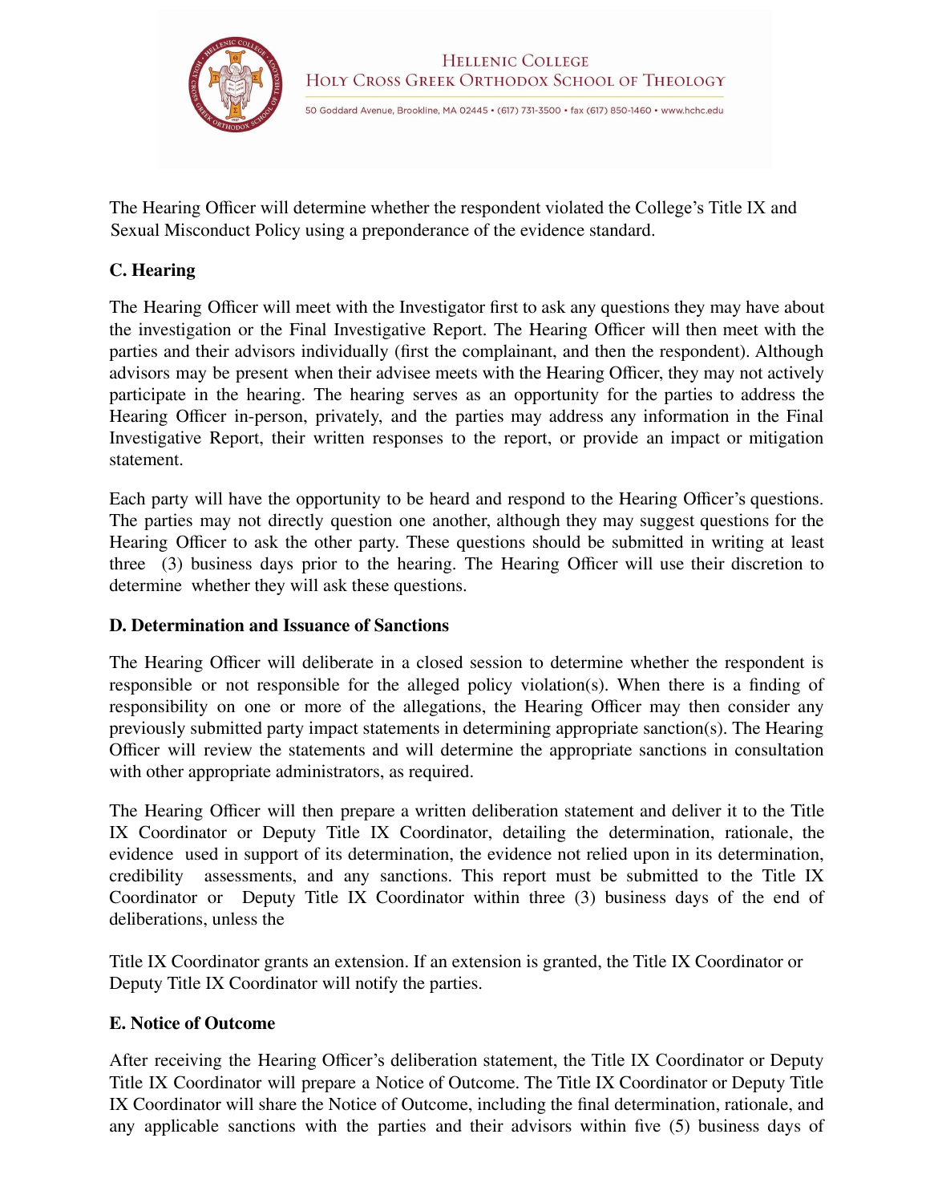The Hearing Officer will determine whether the respondent violated the College's Title IX and Sexual Misconduct Policy using a preponderance of the evidence standard.

**C. Hearing**

The Hearing Officer will meet with the Investigator first to ask any questions they may have about the investigation or the Final Investigative Report. The Hearing Officer will then meet with the parties and their advisors individually (first the complainant, and then the respondent). Although advisors may be present when their advisee meets with the Hearing Officer, they may not actively participate in the hearing. The hearing serves as an opportunity for the parties to address the Hearing Officer in-person, privately, and the parties may address any information in the Final Investigative Report, their written responses to the report, or provide an impact or mitigation statement.

Each party will have the opportunity to be heard and respond to the Hearing Officer's questions. The parties may not directly question one another, although they may suggest questions for the Hearing Officer to ask the other party. These questions should be submitted in writing at least three (3) business days prior to the hearing. The Hearing Officer will use their discretion to determine whether they will ask these questions.

**D. Determination and Issuance of Sanctions**

The Hearing Officer will deliberate in a closed session to determine whether the respondent is responsible or not responsible for the alleged policy violation(s). When there is a finding of responsibility on one or more of the allegations, the Hearing Officer may then consider any previously submitted party impact statements in determining appropriate sanction(s). The Hearing Officer will review the statements and will determine the appropriate sanctions in consultation with other appropriate administrators, as required.

The Hearing Officer will then prepare a written deliberation statement and deliver it to the Title IX Coordinator or Deputy Title IX Coordinator, detailing the determination, rationale, the evidence used in support of its determination, the evidence not relied upon in its determination, credibility assessments, and any sanctions. This report must be submitted to the Title IX Coordinator or Deputy Title IX Coordinator within three (3) business days of the end of deliberations, unless the Title IX Coordinator grants an extension. If an extension is granted, the Title IX Coordinator or Deputy Title IX Coordinator will notify the parties.

**E. Notice of Outcome**

After receiving the Hearing Officer's deliberation statement, the Title IX Coordinator or Deputy Title IX Coordinator will prepare a Notice of Outcome. The Title IX Coordinator or Deputy Title IX Coordinator will share the Notice of Outcome, including the final determination, rationale, and any applicable sanctions with the parties and their advisors within five (5) business days of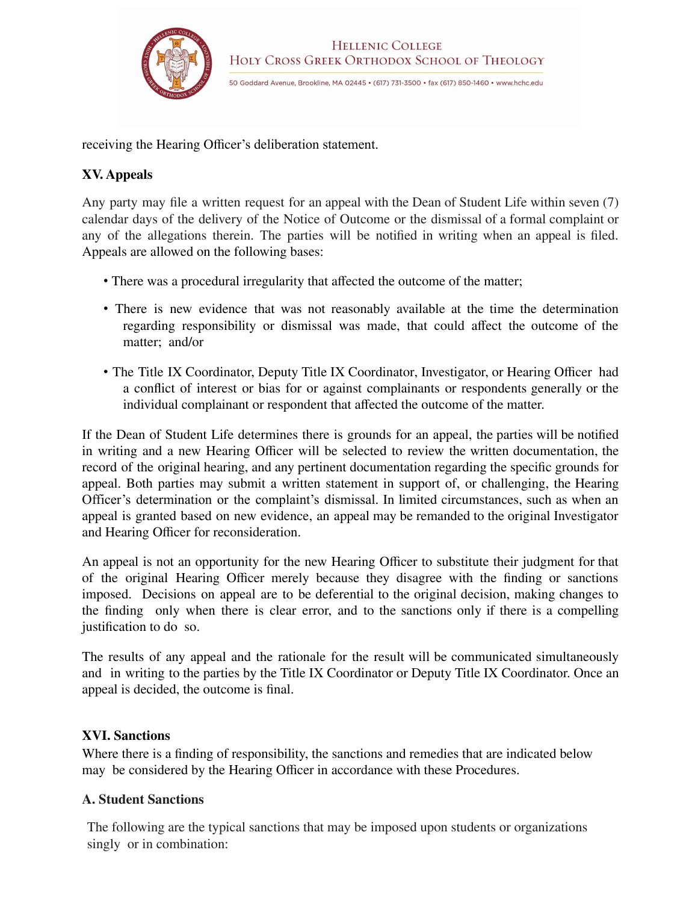receiving the Hearing Officer's deliberation statement.

## XV. Appeals

Any party may file a written request for an appeal with the Dean of Student Life within seven (7) calendar days of the delivery of the Notice of Outcome or the dismissal of a formal complaint or any of the allegations therein. The parties will be notified in writing when an appeal is filed. Appeals are allowed on the following bases:

- There was a procedural irregularity that affected the outcome of the matter;
- There is new evidence that was not reasonably available at the time the determination regarding responsibility or dismissal was made, that could affect the outcome of the matter; and/or
- The Title IX Coordinator, Deputy Title IX Coordinator, Investigator, or Hearing Officer had a conflict of interest or bias for or against complainants or respondents generally or the individual complainant or respondent that affected the outcome of the matter.

If the Dean of Student Life determines there is grounds for an appeal, the parties will be notified in writing and a new Hearing Officer will be selected to review the written documentation, the record of the original hearing, and any pertinent documentation regarding the specific grounds for appeal. Both parties may submit a written statement in support of, or challenging, the Hearing Officer's determination or the complaint's dismissal. In limited circumstances, such as when an appeal is granted based on new evidence, an appeal may be remanded to the original Investigator and Hearing Officer for reconsideration.

An appeal is not an opportunity for the new Hearing Officer to substitute their judgment for that of the original Hearing Officer merely because they disagree with the finding or sanctions imposed. Decisions on appeal are to be deferential to the original decision, making changes to the finding only when there is clear error, and to the sanctions only if there is a compelling justification to do so.

The results of any appeal and the rationale for the result will be communicated simultaneously and in writing to the parties by the Title IX Coordinator or Deputy Title IX Coordinator. Once an appeal is decided, the outcome is final.

## XVI. Sanctions

Where there is a finding of responsibility, the sanctions and remedies that are indicated below may be considered by the Hearing Officer in accordance with these Procedures.

### A. Student Sanctions

The following are the typical sanctions that may be imposed upon students or organizations singly or in combination: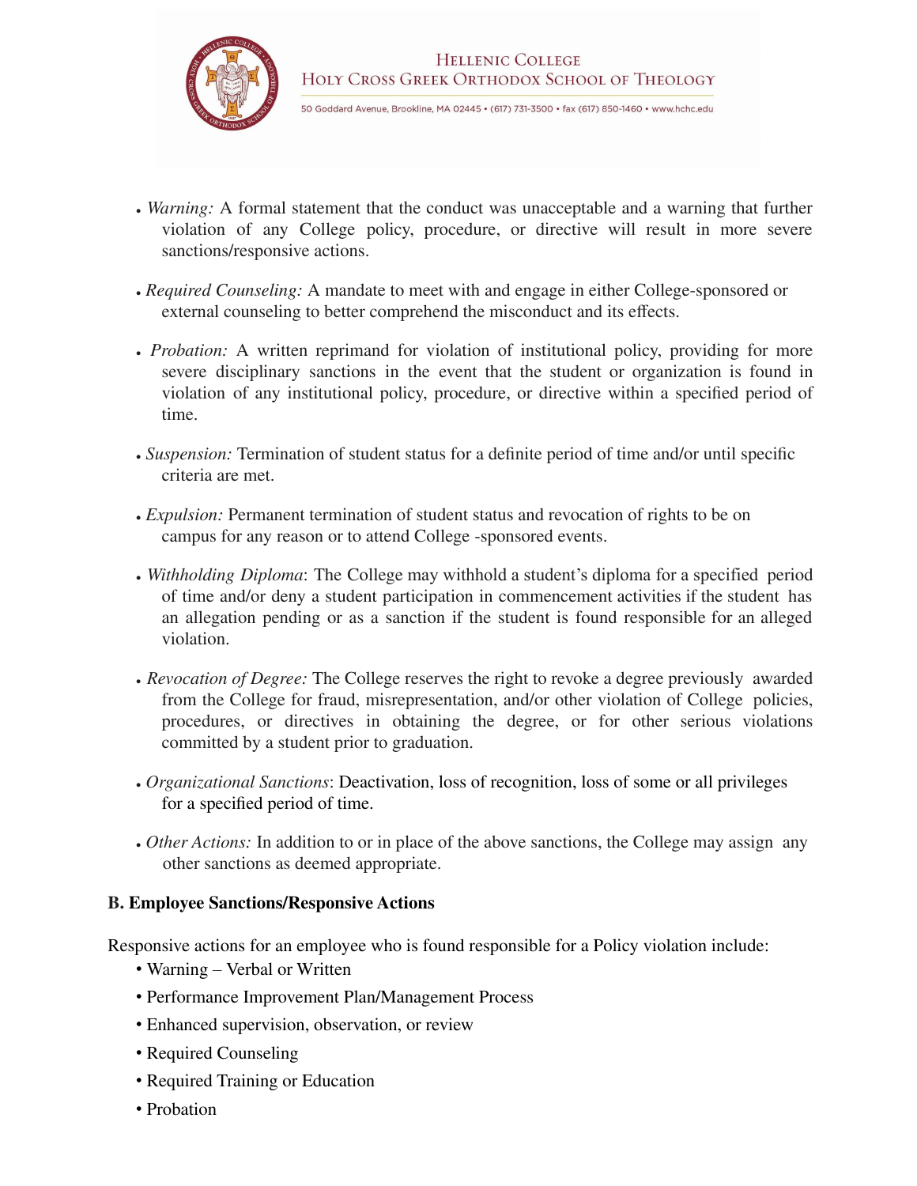- *Warning:* A formal statement that the conduct was unacceptable and a warning that further violation of any College policy, procedure, or directive will result in more severe sanctions/responsive actions.

- *Required Counseling:* A mandate to meet with and engage in either College-sponsored or external counseling to better comprehend the misconduct and its effects.

- *Probation:* A written reprimand for violation of institutional policy, providing for more severe disciplinary sanctions in the event that the student or organization is found in violation of any institutional policy, procedure, or directive within a specified period of time.

- *Suspension:* Termination of student status for a definite period of time and/or until specific criteria are met.

- *Expulsion:* Permanent termination of student status and revocation of rights to be on campus for any reason or to attend College -sponsored events.

- *Withholding Diploma*: The College may withhold a student's diploma for a specified period of time and/or deny a student participation in commencement activities if the student has an allegation pending or as a sanction if the student is found responsible for an alleged violation.

- *Revocation of Degree:* The College reserves the right to revoke a degree previously awarded from the College for fraud, misrepresentation, and/or other violation of College policies, procedures, or directives in obtaining the degree, or for other serious violations committed by a student prior to graduation.

- *Organizational Sanctions*: Deactivation, loss of recognition, loss of some or all privileges for a specified period of time.

- *Other Actions:* In addition to or in place of the above sanctions, the College may assign any other sanctions as deemed appropriate.

**B. Employee Sanctions/Responsive Actions**

Responsive actions for an employee who is found responsible for a Policy violation include:

- Warning – Verbal or Written
- Performance Improvement Plan/Management Process
- Enhanced supervision, observation, or review
- Required Counseling
- Required Training or Education
- Probation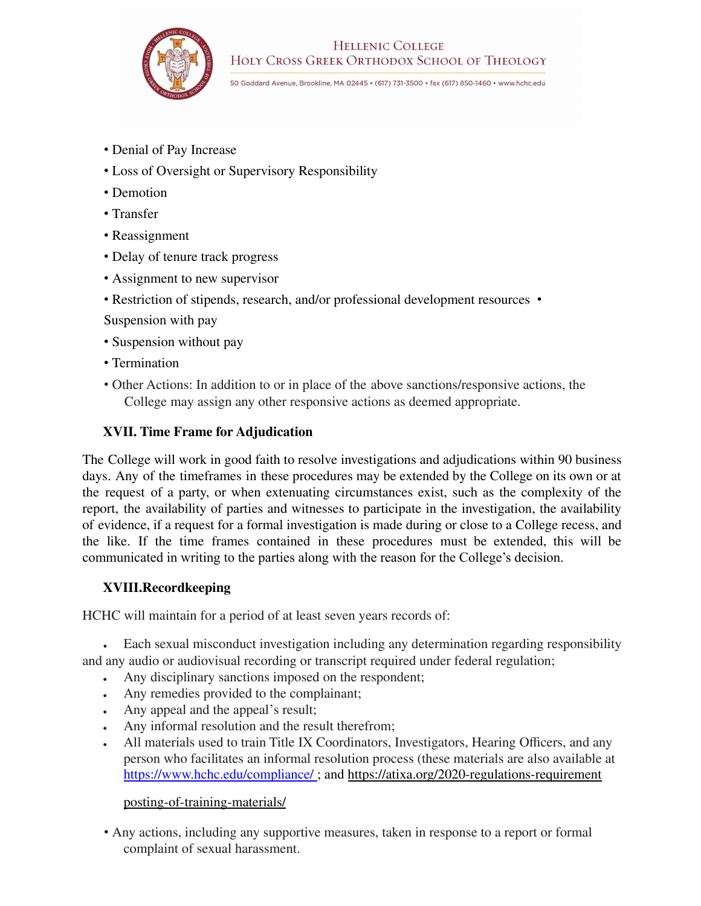- Denial of Pay Increase
- Loss of Oversight or Supervisory Responsibility
- Demotion
- Transfer
- Reassignment
- Delay of tenure track progress
- Assignment to new supervisor
- Restriction of stipends, research, and/or professional development resources
- Suspension with pay
- Suspension without pay
- Termination
- Other Actions: In addition to or in place of the above sanctions/responsive actions, the College may assign any other responsive actions as deemed appropriate.

### XVII. Time Frame for Adjudication

The College will work in good faith to resolve investigations and adjudications within 90 business days. Any of the timeframes in these procedures may be extended by the College on its own or at the request of a party, or when extenuating circumstances exist, such as the complexity of the report, the availability of parties and witnesses to participate in the investigation, the availability of evidence, if a request for a formal investigation is made during or close to a College recess, and the like. If the time frames contained in these procedures must be extended, this will be communicated in writing to the parties along with the reason for the College's decision.

### XVIII. Recordkeeping

HCHC will maintain for a period of at least seven years records of:

- Each sexual misconduct investigation including any determination regarding responsibility and any audio or audiovisual recording or transcript required under federal regulation;
- Any disciplinary sanctions imposed on the respondent;
- Any remedies provided to the complainant;
- Any appeal and the appeal's result;
- Any informal resolution and the result therefrom;
- All materials used to train Title IX Coordinators, Investigators, Hearing Officers, and any person who facilitates an informal resolution process (these materials are also available at https://www.hchc.edu/compliance/ ; and https://atixa.org/2020-regulations-requirement posting-of-training-materials/
- Any actions, including any supportive measures, taken in response to a report or formal complaint of sexual harassment.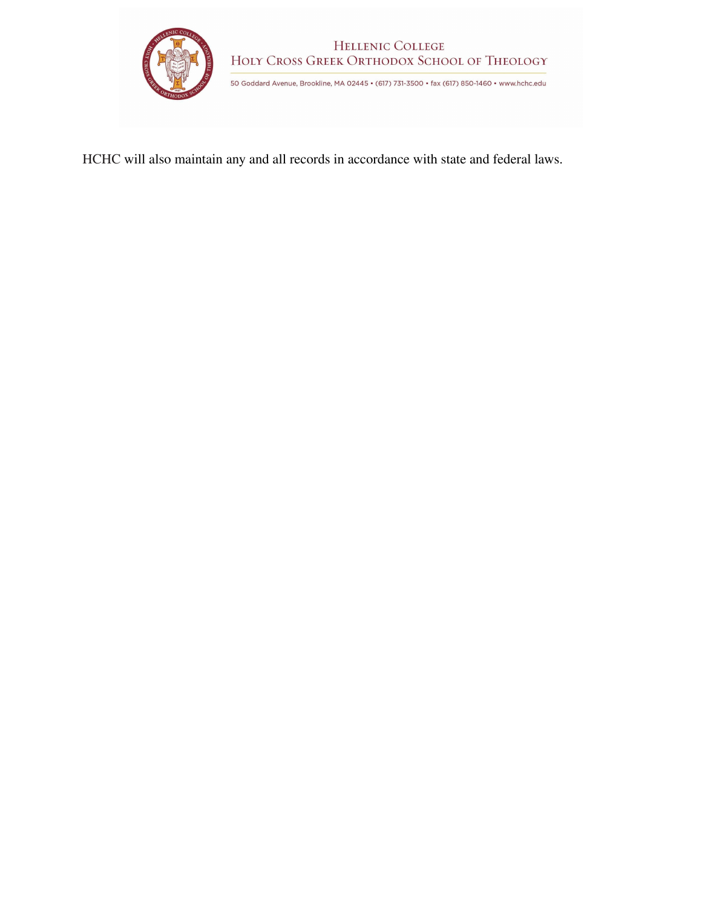HCHC will also maintain any and all records in accordance with state and federal laws.